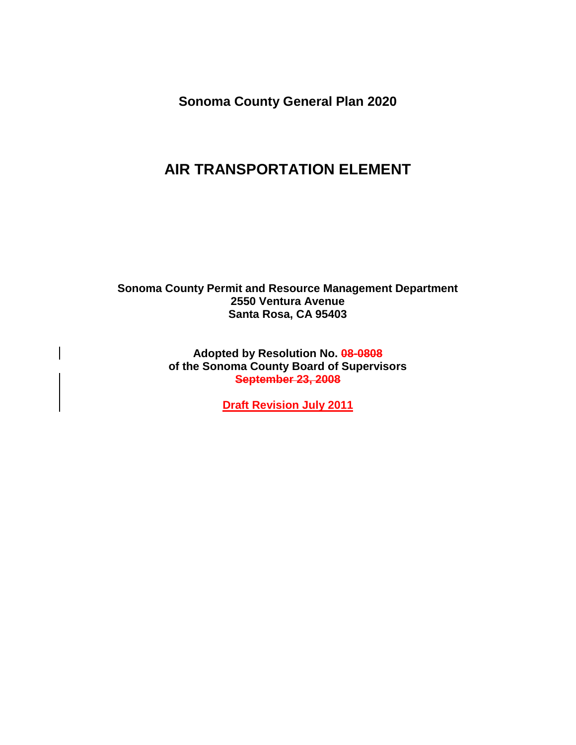**Sonoma County General Plan 2020**

# AIR TRANSPORTATION ELEMENT

**Sonoma County Permit and Resource Management Department**
**2550 Ventura Avenue**
**Santa Rosa, CA 95403**

**Adopted by Resolution No. ~~08-0808~~**
**of the Sonoma County Board of Supervisors**
**~~September 23, 2008~~**

**Draft Revision July 2011**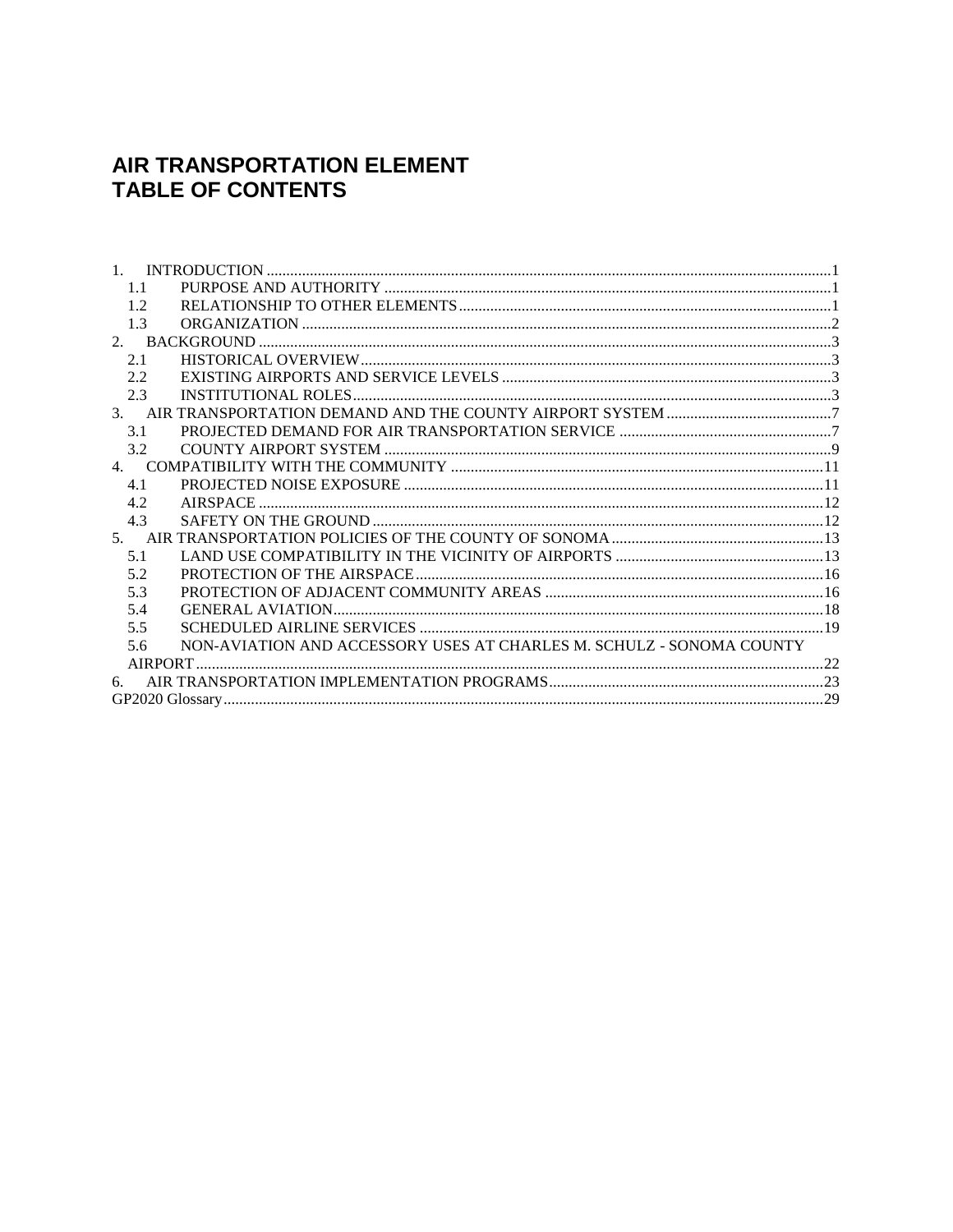# AIR TRANSPORTATION ELEMENT
# TABLE OF CONTENTS

1. INTRODUCTION ........................................................................................................................................1
   - 1.1 PURPOSE AND AUTHORITY ............................................................................................................1
   - 1.2 RELATIONSHIP TO OTHER ELEMENTS..........................................................................................1
   - 1.3 ORGANIZATION .................................................................................................................................2
2. BACKGROUND ..........................................................................................................................................3
   - 2.1 HISTORICAL OVERVIEW..................................................................................................................3
   - 2.2 EXISTING AIRPORTS AND SERVICE LEVELS ..............................................................................3
   - 2.3 INSTITUTIONAL ROLES....................................................................................................................3
3. AIR TRANSPORTATION DEMAND AND THE COUNTY AIRPORT SYSTEM ......................................7
   - 3.1 PROJECTED DEMAND FOR AIR TRANSPORTATION SERVICE .................................................7
   - 3.2 COUNTY AIRPORT SYSTEM ............................................................................................................9
4. COMPATIBILITY WITH THE COMMUNITY ..........................................................................................11
   - 4.1 PROJECTED NOISE EXPOSURE .....................................................................................................11
   - 4.2 AIRSPACE ..........................................................................................................................................12
   - 4.3 SAFETY ON THE GROUND .............................................................................................................12
5. AIR TRANSPORTATION POLICIES OF THE COUNTY OF SONOMA ..................................................13
   - 5.1 LAND USE COMPATIBILITY IN THE VICINITY OF AIRPORTS ...............................................13
   - 5.2 PROTECTION OF THE AIRSPACE..................................................................................................16
   - 5.3 PROTECTION OF ADJACENT COMMUNITY AREAS .................................................................16
   - 5.4 GENERAL AVIATION.......................................................................................................................18
   - 5.5 SCHEDULED AIRLINE SERVICES .................................................................................................19
   - 5.6 NON-AVIATION AND ACCESSORY USES AT CHARLES M. SCHULZ - SONOMA COUNTY AIRPORT..........................................................................................................................................22
6. AIR TRANSPORTATION IMPLEMENTATION PROGRAMS.................................................................23

GP2020 Glossary...................................................................................................................................................29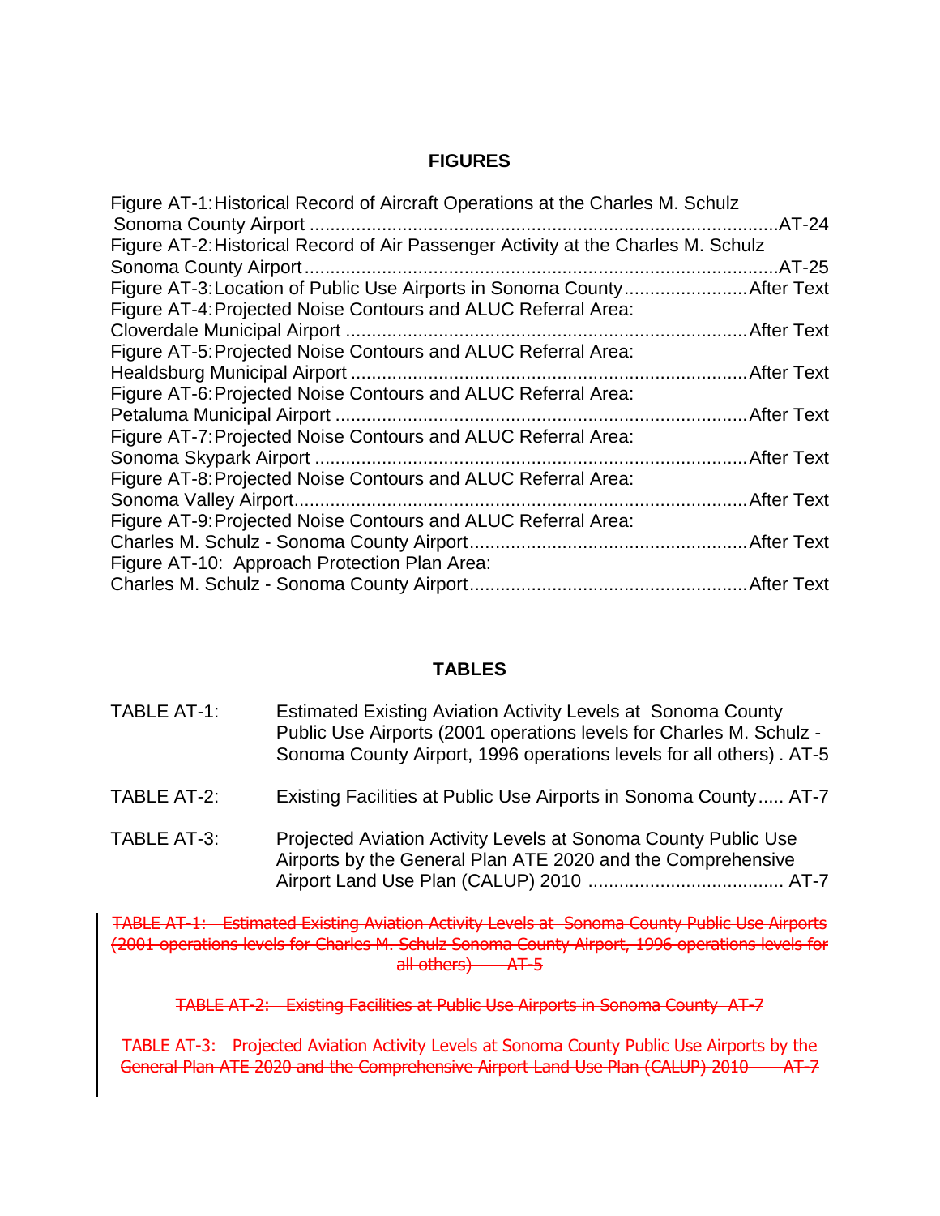## FIGURES

Figure AT-1: Historical Record of Aircraft Operations at the Charles M. Schulz Sonoma County Airport ........................................................................................AT-24

Figure AT-2: Historical Record of Air Passenger Activity at the Charles M. Schulz Sonoma County Airport........................................................................................AT-25

Figure AT-3: Location of Public Use Airports in Sonoma County........................After Text

Figure AT-4: Projected Noise Contours and ALUC Referral Area: Cloverdale Municipal Airport ........................................................................After Text

Figure AT-5: Projected Noise Contours and ALUC Referral Area: Healdsburg Municipal Airport ........................................................................After Text

Figure AT-6: Projected Noise Contours and ALUC Referral Area: Petaluma Municipal Airport ...........................................................................After Text

Figure AT-7: Projected Noise Contours and ALUC Referral Area: Sonoma Skypark Airport ..............................................................................After Text

Figure AT-8: Projected Noise Contours and ALUC Referral Area: Sonoma Valley Airport...................................................................................After Text

Figure AT-9: Projected Noise Contours and ALUC Referral Area: Charles M. Schulz - Sonoma County Airport.................................................After Text

Figure AT-10: Approach Protection Plan Area: Charles M. Schulz - Sonoma County Airport.................................................After Text

## TABLES

TABLE AT-1: Estimated Existing Aviation Activity Levels at Sonoma County Public Use Airports (2001 operations levels for Charles M. Schulz - Sonoma County Airport, 1996 operations levels for all others) . AT-5

TABLE AT-2: Existing Facilities at Public Use Airports in Sonoma County..... AT-7

TABLE AT-3: Projected Aviation Activity Levels at Sonoma County Public Use Airports by the General Plan ATE 2020 and the Comprehensive Airport Land Use Plan (CALUP) 2010 ..................................... AT-7

~~TABLE AT-1: Estimated Existing Aviation Activity Levels at Sonoma County Public Use Airports (2001 operations levels for Charles M. Schulz Sonoma County Airport, 1996 operations levels for all others) AT-5~~

~~TABLE AT-2: Existing Facilities at Public Use Airports in Sonoma County AT-7~~

~~TABLE AT-3: Projected Aviation Activity Levels at Sonoma County Public Use Airports by the General Plan ATE 2020 and the Comprehensive Airport Land Use Plan (CALUP) 2010 AT-7~~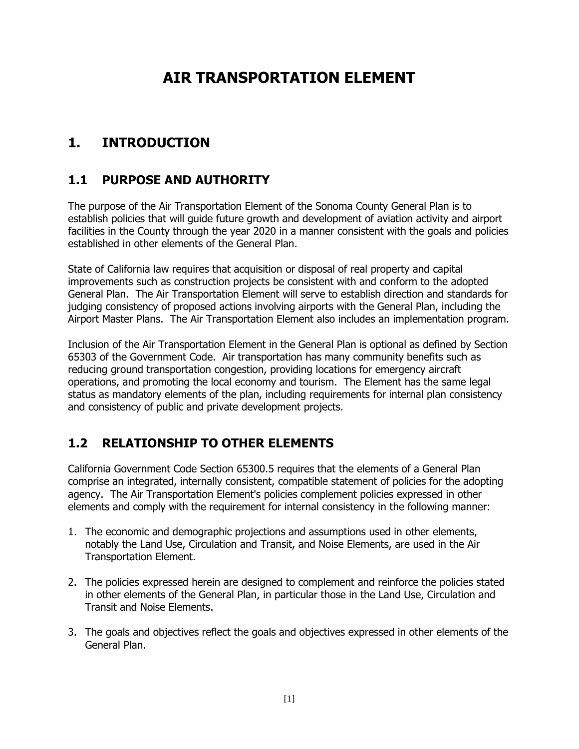# AIR TRANSPORTATION ELEMENT

## 1. INTRODUCTION

### 1.1 PURPOSE AND AUTHORITY

The purpose of the Air Transportation Element of the Sonoma County General Plan is to establish policies that will guide future growth and development of aviation activity and airport facilities in the County through the year 2020 in a manner consistent with the goals and policies established in other elements of the General Plan.

State of California law requires that acquisition or disposal of real property and capital improvements such as construction projects be consistent with and conform to the adopted General Plan. The Air Transportation Element will serve to establish direction and standards for judging consistency of proposed actions involving airports with the General Plan, including the Airport Master Plans. The Air Transportation Element also includes an implementation program.

Inclusion of the Air Transportation Element in the General Plan is optional as defined by Section 65303 of the Government Code. Air transportation has many community benefits such as reducing ground transportation congestion, providing locations for emergency aircraft operations, and promoting the local economy and tourism. The Element has the same legal status as mandatory elements of the plan, including requirements for internal plan consistency and consistency of public and private development projects.

### 1.2 RELATIONSHIP TO OTHER ELEMENTS

California Government Code Section 65300.5 requires that the elements of a General Plan comprise an integrated, internally consistent, compatible statement of policies for the adopting agency. The Air Transportation Element's policies complement policies expressed in other elements and comply with the requirement for internal consistency in the following manner:

1. The economic and demographic projections and assumptions used in other elements, notably the Land Use, Circulation and Transit, and Noise Elements, are used in the Air Transportation Element.

2. The policies expressed herein are designed to complement and reinforce the policies stated in other elements of the General Plan, in particular those in the Land Use, Circulation and Transit and Noise Elements.

3. The goals and objectives reflect the goals and objectives expressed in other elements of the General Plan.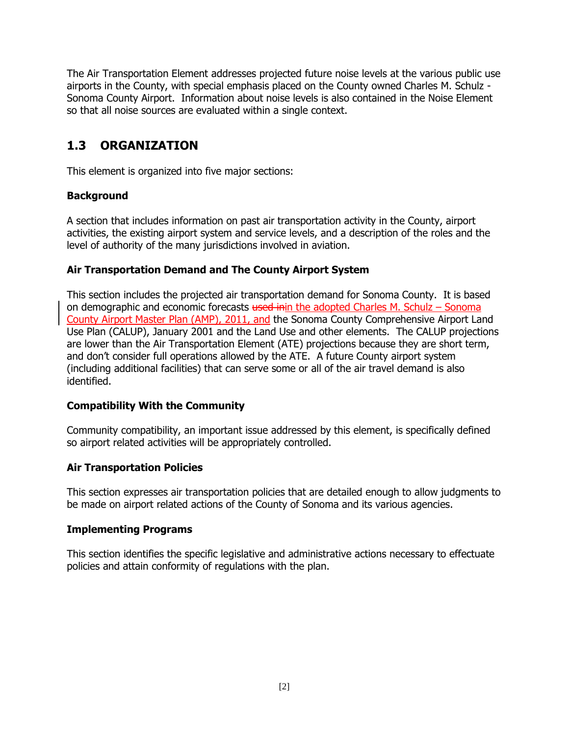The Air Transportation Element addresses projected future noise levels at the various public use airports in the County, with special emphasis placed on the County owned Charles M. Schulz - Sonoma County Airport. Information about noise levels is also contained in the Noise Element so that all noise sources are evaluated within a single context.

## 1.3 ORGANIZATION

This element is organized into five major sections:

**Background**

A section that includes information on past air transportation activity in the County, airport activities, the existing airport system and service levels, and a description of the roles and the level of authority of the many jurisdictions involved in aviation.

**Air Transportation Demand and The County Airport System**

This section includes the projected air transportation demand for Sonoma County. It is based on demographic and economic forecasts ~~used in~~in the adopted Charles M. Schulz – Sonoma County Airport Master Plan (AMP), 2011, and the Sonoma County Comprehensive Airport Land Use Plan (CALUP), January 2001 and the Land Use and other elements. The CALUP projections are lower than the Air Transportation Element (ATE) projections because they are short term, and don't consider full operations allowed by the ATE. A future County airport system (including additional facilities) that can serve some or all of the air travel demand is also identified.

**Compatibility With the Community**

Community compatibility, an important issue addressed by this element, is specifically defined so airport related activities will be appropriately controlled.

**Air Transportation Policies**

This section expresses air transportation policies that are detailed enough to allow judgments to be made on airport related actions of the County of Sonoma and its various agencies.

**Implementing Programs**

This section identifies the specific legislative and administrative actions necessary to effectuate policies and attain conformity of regulations with the plan.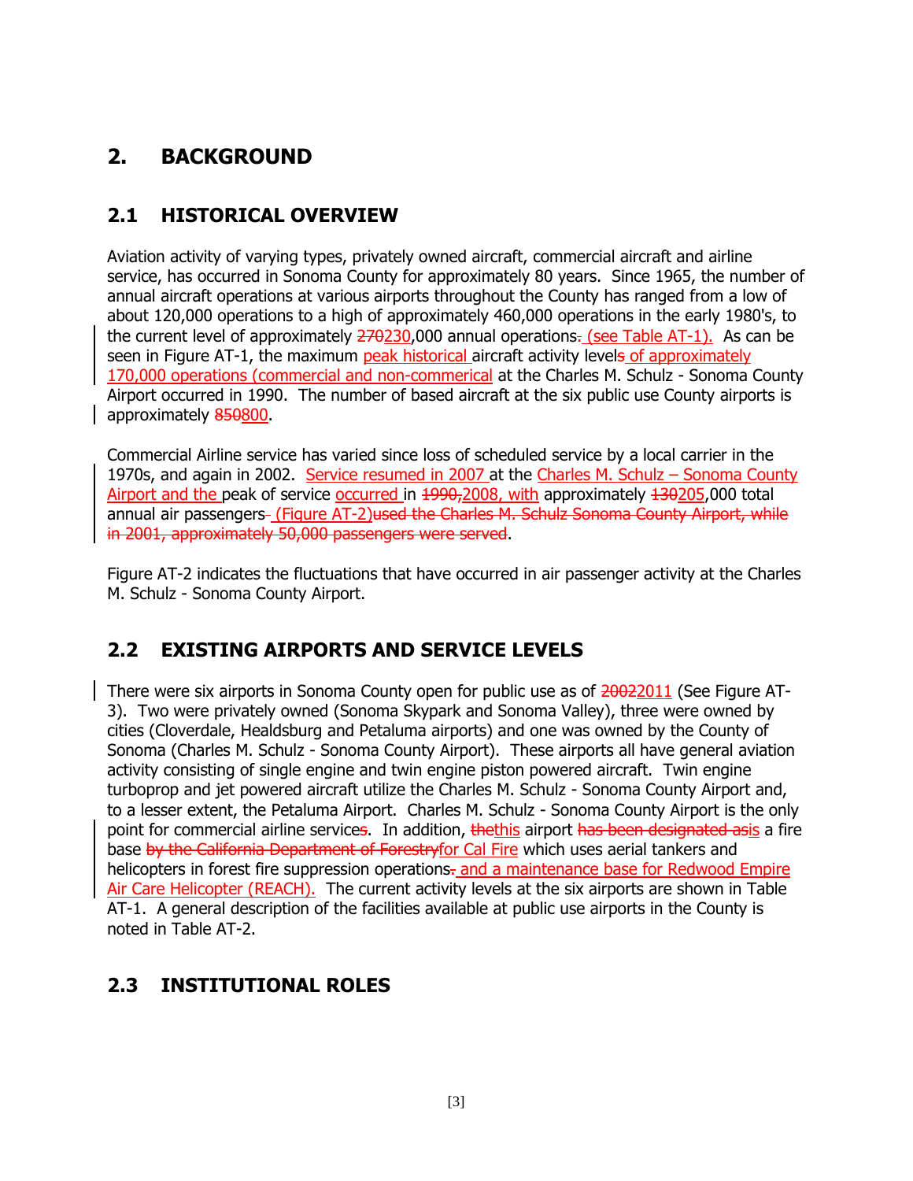# 2. BACKGROUND

## 2.1 HISTORICAL OVERVIEW

Aviation activity of varying types, privately owned aircraft, commercial aircraft and airline service, has occurred in Sonoma County for approximately 80 years. Since 1965, the number of annual aircraft operations at various airports throughout the County has ranged from a low of about 120,000 operations to a high of approximately 460,000 operations in the early 1980's, to the current level of approximately ~~270~~230,000 annual operations~~.~~ (see Table AT-1). As can be seen in Figure AT-1, the maximum peak historical aircraft activity level~~s~~ of approximately 170,000 operations (commercial and non-commerical at the Charles M. Schulz - Sonoma County Airport occurred in 1990. The number of based aircraft at the six public use County airports is approximately ~~850~~800.

Commercial Airline service has varied since loss of scheduled service by a local carrier in the 1970s, and again in 2002. Service resumed in 2007 at the Charles M. Schulz – Sonoma County Airport and the peak of service occurred in ~~1990,~~2008, with approximately ~~130~~205,000 total annual air passengers~~.~~ (Figure AT-2)~~used the Charles M. Schulz Sonoma County Airport, while in 2001, approximately 50,000 passengers were served~~.

Figure AT-2 indicates the fluctuations that have occurred in air passenger activity at the Charles M. Schulz - Sonoma County Airport.

## 2.2 EXISTING AIRPORTS AND SERVICE LEVELS

There were six airports in Sonoma County open for public use as of ~~2002~~2011 (See Figure AT-3). Two were privately owned (Sonoma Skypark and Sonoma Valley), three were owned by cities (Cloverdale, Healdsburg and Petaluma airports) and one was owned by the County of Sonoma (Charles M. Schulz - Sonoma County Airport). These airports all have general aviation activity consisting of single engine and twin engine piston powered aircraft. Twin engine turboprop and jet powered aircraft utilize the Charles M. Schulz - Sonoma County Airport and, to a lesser extent, the Petaluma Airport. Charles M. Schulz - Sonoma County Airport is the only point for commercial airline service~~s~~. In addition, ~~the~~this airport ~~has been designated as~~is a fire base ~~by the California Department of Forestry~~for Cal Fire which uses aerial tankers and helicopters in forest fire suppression operations~~.~~ and a maintenance base for Redwood Empire Air Care Helicopter (REACH). The current activity levels at the six airports are shown in Table AT-1. A general description of the facilities available at public use airports in the County is noted in Table AT-2.

## 2.3 INSTITUTIONAL ROLES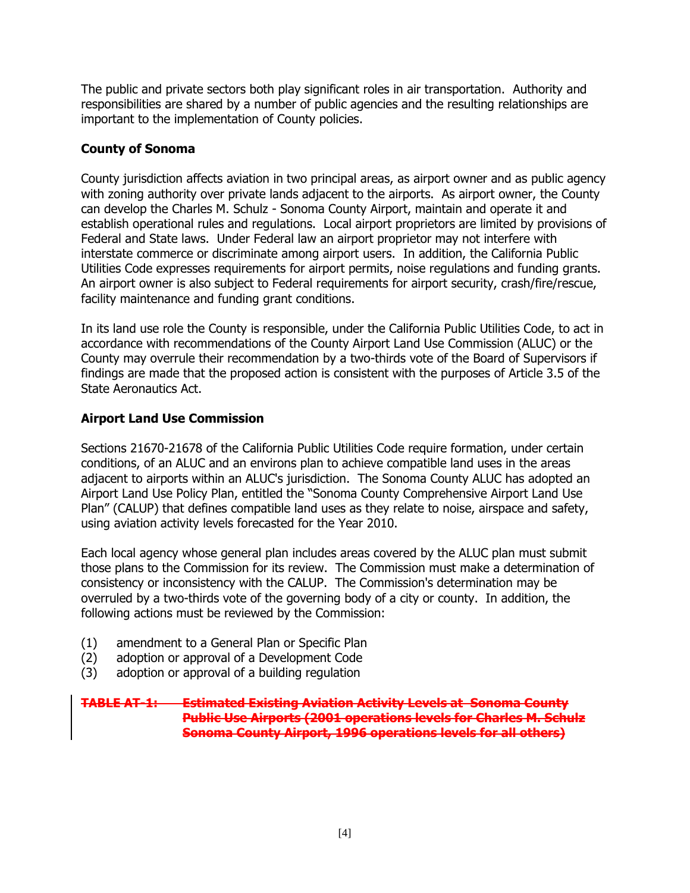The public and private sectors both play significant roles in air transportation. Authority and responsibilities are shared by a number of public agencies and the resulting relationships are important to the implementation of County policies.

**County of Sonoma**

County jurisdiction affects aviation in two principal areas, as airport owner and as public agency with zoning authority over private lands adjacent to the airports. As airport owner, the County can develop the Charles M. Schulz - Sonoma County Airport, maintain and operate it and establish operational rules and regulations. Local airport proprietors are limited by provisions of Federal and State laws. Under Federal law an airport proprietor may not interfere with interstate commerce or discriminate among airport users. In addition, the California Public Utilities Code expresses requirements for airport permits, noise regulations and funding grants. An airport owner is also subject to Federal requirements for airport security, crash/fire/rescue, facility maintenance and funding grant conditions.

In its land use role the County is responsible, under the California Public Utilities Code, to act in accordance with recommendations of the County Airport Land Use Commission (ALUC) or the County may overrule their recommendation by a two-thirds vote of the Board of Supervisors if findings are made that the proposed action is consistent with the purposes of Article 3.5 of the State Aeronautics Act.

**Airport Land Use Commission**

Sections 21670-21678 of the California Public Utilities Code require formation, under certain conditions, of an ALUC and an environs plan to achieve compatible land uses in the areas adjacent to airports within an ALUC's jurisdiction. The Sonoma County ALUC has adopted an Airport Land Use Policy Plan, entitled the "Sonoma County Comprehensive Airport Land Use Plan" (CALUP) that defines compatible land uses as they relate to noise, airspace and safety, using aviation activity levels forecasted for the Year 2010.

Each local agency whose general plan includes areas covered by the ALUC plan must submit those plans to the Commission for its review. The Commission must make a determination of consistency or inconsistency with the CALUP. The Commission's determination may be overruled by a two-thirds vote of the governing body of a city or county. In addition, the following actions must be reviewed by the Commission:

(1) amendment to a General Plan or Specific Plan
(2) adoption or approval of a Development Code
(3) adoption or approval of a building regulation

~~**TABLE AT-1: Estimated Existing Aviation Activity Levels at Sonoma County Public Use Airports (2001 operations levels for Charles M. Schulz Sonoma County Airport, 1996 operations levels for all others)**~~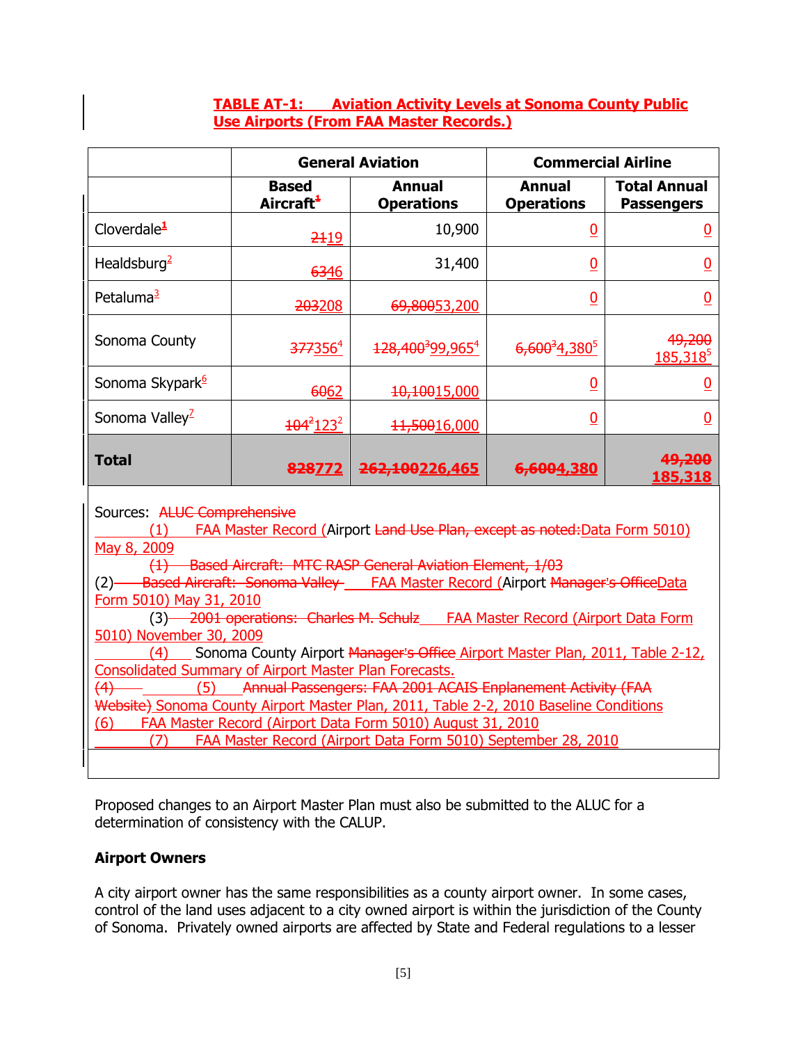**TABLE AT-1: Aviation Activity Levels at Sonoma County Public Use Airports (From FAA Master Records.)**

| | General Aviation | | Commercial Airline | |
|---|---|---|---|---|
| | Based Aircraft[1] | Annual Operations | Annual Operations | Total Annual Passengers |
| Cloverdale[1] | ~~21~~19 | 10,900 | 0 | 0 |
| Healdsburg[2] | ~~63~~46 | 31,400 | 0 | 0 |
| Petaluma[3] | ~~203~~208 | ~~69,800~~53,200 | 0 | 0 |
| Sonoma County | ~~377~~356[4] | ~~128,400~~[3]99,965[4] | ~~6,600~~[3]4,380[5] | ~~49,200~~ 185,318[5] |
| Sonoma Skypark[6] | ~~60~~62 | ~~10,100~~15,000 | 0 | 0 |
| Sonoma Valley[7] | ~~104~~[2]123[2] | ~~11,500~~16,000 | 0 | 0 |
| **Total** | **~~828~~772** | **~~262,100~~226,465** | **~~6,600~~4,380** | **~~49,200~~ 185,318** |

Sources: ~~ALUC Comprehensive~~
(1) FAA Master Record (Airport ~~Land Use Plan, except as noted:~~Data Form 5010) May 8, 2009
~~(1) Based Aircraft: MTC RASP General Aviation Element, 1/03~~
(2) ~~Based Aircraft: Sonoma Valley~~ FAA Master Record (Airport ~~Manager's Office~~Data Form 5010) May 31, 2010
(3) ~~2001 operations: Charles M. Schulz~~ FAA Master Record (Airport Data Form 5010) November 30, 2009
(4) Sonoma County Airport ~~Manager's Office~~ Airport Master Plan, 2011, Table 2-12, Consolidated Summary of Airport Master Plan Forecasts.
~~(4)~~ (5) ~~Annual Passengers: FAA 2001 ACAIS Enplanement Activity (FAA Website)~~ Sonoma County Airport Master Plan, 2011, Table 2-2, 2010 Baseline Conditions
(6) FAA Master Record (Airport Data Form 5010) August 31, 2010
(7) FAA Master Record (Airport Data Form 5010) September 28, 2010

Proposed changes to an Airport Master Plan must also be submitted to the ALUC for a determination of consistency with the CALUP.

**Airport Owners**

A city airport owner has the same responsibilities as a county airport owner. In some cases, control of the land uses adjacent to a city owned airport is within the jurisdiction of the County of Sonoma. Privately owned airports are affected by State and Federal regulations to a lesser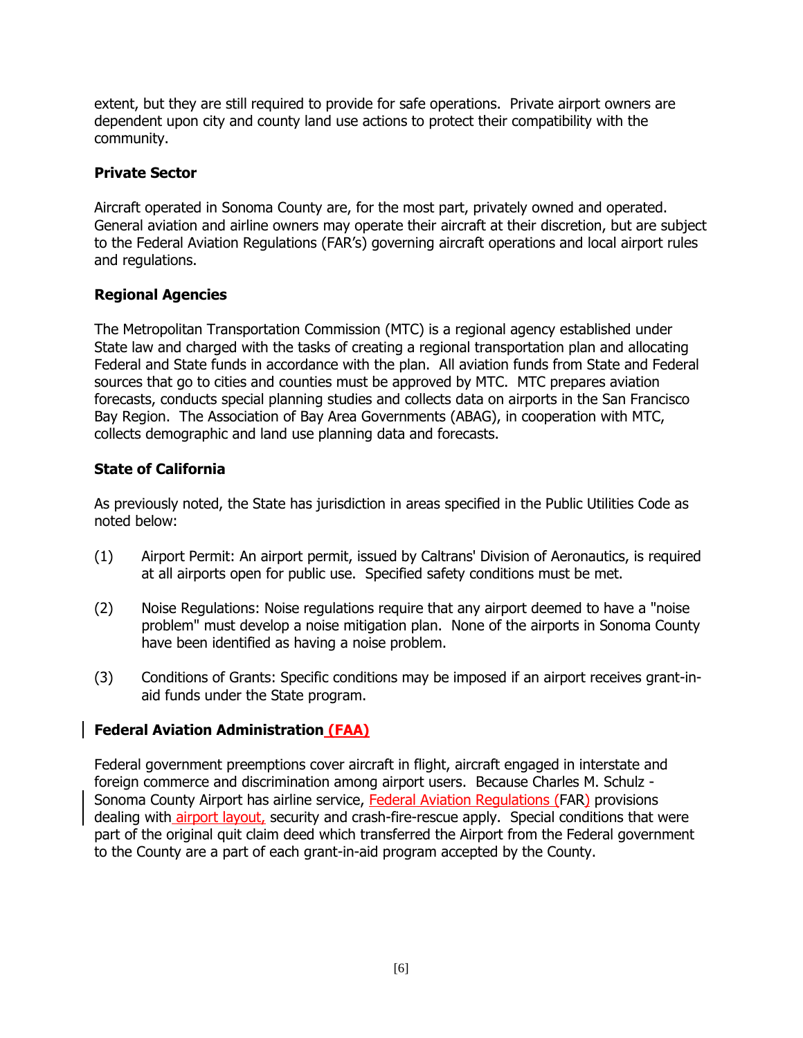extent, but they are still required to provide for safe operations. Private airport owners are dependent upon city and county land use actions to protect their compatibility with the community.

**Private Sector**

Aircraft operated in Sonoma County are, for the most part, privately owned and operated. General aviation and airline owners may operate their aircraft at their discretion, but are subject to the Federal Aviation Regulations (FAR's) governing aircraft operations and local airport rules and regulations.

**Regional Agencies**

The Metropolitan Transportation Commission (MTC) is a regional agency established under State law and charged with the tasks of creating a regional transportation plan and allocating Federal and State funds in accordance with the plan. All aviation funds from State and Federal sources that go to cities and counties must be approved by MTC. MTC prepares aviation forecasts, conducts special planning studies and collects data on airports in the San Francisco Bay Region. The Association of Bay Area Governments (ABAG), in cooperation with MTC, collects demographic and land use planning data and forecasts.

**State of California**

As previously noted, the State has jurisdiction in areas specified in the Public Utilities Code as noted below:

(1) Airport Permit: An airport permit, issued by Caltrans' Division of Aeronautics, is required at all airports open for public use. Specified safety conditions must be met.

(2) Noise Regulations: Noise regulations require that any airport deemed to have a "noise problem" must develop a noise mitigation plan. None of the airports in Sonoma County have been identified as having a noise problem.

(3) Conditions of Grants: Specific conditions may be imposed if an airport receives grant-in-aid funds under the State program.

**Federal Aviation Administration (FAA)**

Federal government preemptions cover aircraft in flight, aircraft engaged in interstate and foreign commerce and discrimination among airport users. Because Charles M. Schulz - Sonoma County Airport has airline service, Federal Aviation Regulations (FAR) provisions dealing with airport layout, security and crash-fire-rescue apply. Special conditions that were part of the original quit claim deed which transferred the Airport from the Federal government to the County are a part of each grant-in-aid program accepted by the County.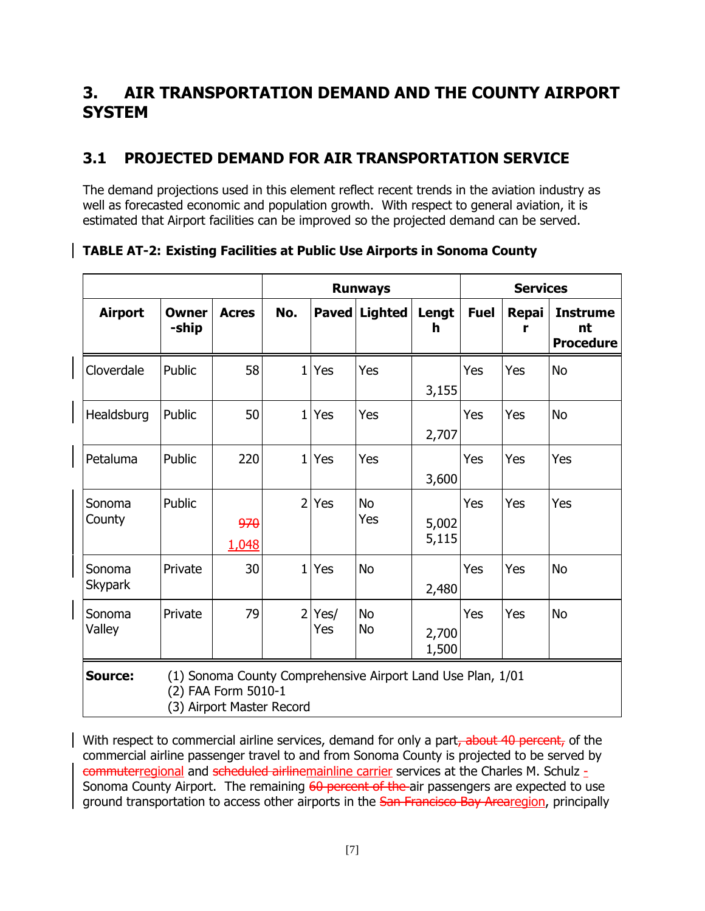# 3. AIR TRANSPORTATION DEMAND AND THE COUNTY AIRPORT SYSTEM

## 3.1 PROJECTED DEMAND FOR AIR TRANSPORTATION SERVICE

The demand projections used in this element reflect recent trends in the aviation industry as well as forecasted economic and population growth. With respect to general aviation, it is estimated that Airport facilities can be improved so the projected demand can be served.

**TABLE AT-2: Existing Facilities at Public Use Airports in Sonoma County**

| | | | Runways | | | | Services | | |
|---|---|---|---|---|---|---|---|---|---|
| **Airport** | **Owner-ship** | **Acres** | **No.** | **Paved** | **Lighted** | **Length** | **Fuel** | **Repair** | **Instrument Procedure** |
| Cloverdale | Public | 58 | 1 | Yes | Yes | 3,155 | Yes | Yes | No |
| Healdsburg | Public | 50 | 1 | Yes | Yes | 2,707 | Yes | Yes | No |
| Petaluma | Public | 220 | 1 | Yes | Yes | 3,600 | Yes | Yes | Yes |
| Sonoma County | Public | ~~970~~ 1,048 | 2 | Yes | No Yes | 5,002 5,115 | Yes | Yes | Yes |
| Sonoma Skypark | Private | 30 | 1 | Yes | No | 2,480 | Yes | Yes | No |
| Sonoma Valley | Private | 79 | 2 | Yes/ Yes | No No | 2,700 1,500 | Yes | Yes | No |
| **Source:** | (1) Sonoma County Comprehensive Airport Land Use Plan, 1/01<br>(2) FAA Form 5010-1<br>(3) Airport Master Record | | | | | | | | |

With respect to commercial airline services, demand for only a part~~, about 40 percent,~~ of the commercial airline passenger travel to and from Sonoma County is projected to be served by ~~commuter~~regional and ~~scheduled airline~~mainline carrier services at the Charles M. Schulz - Sonoma County Airport. The remaining ~~60 percent of the~~ air passengers are expected to use ground transportation to access other airports in the ~~San Francisco Bay Area~~region, principally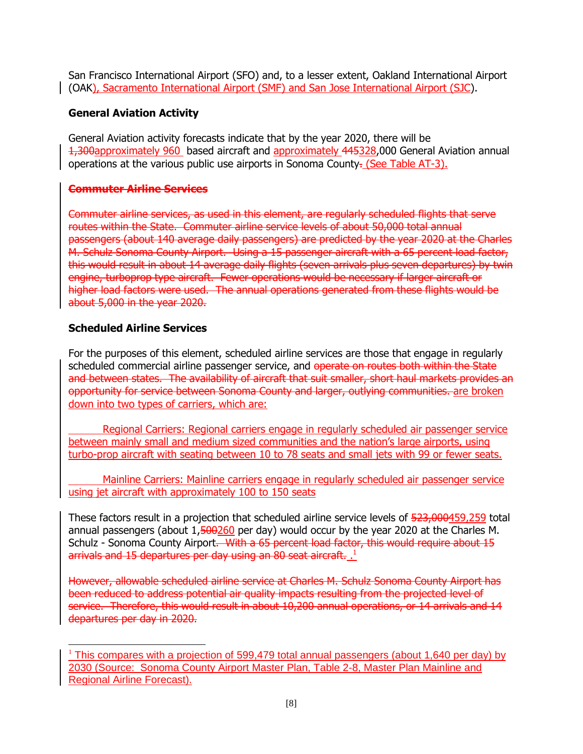San Francisco International Airport (SFO) and, to a lesser extent, Oakland International Airport (OAK), Sacramento International Airport (SMF) and San Jose International Airport (SJC).

### General Aviation Activity

General Aviation activity forecasts indicate that by the year 2020, there will be ~~1,300~~approximately 960 based aircraft and approximately ~~445~~328,000 General Aviation annual operations at the various public use airports in Sonoma County~~.~~ (See Table AT-3).

### ~~Commuter Airline Services~~

~~Commuter airline services, as used in this element, are regularly scheduled flights that serve routes within the State. Commuter airline service levels of about 50,000 total annual passengers (about 140 average daily passengers) are predicted by the year 2020 at the Charles M. Schulz Sonoma County Airport. Using a 15 passenger aircraft with a 65 percent load factor, this would result in about 14 average daily flights (seven arrivals plus seven departures) by twin engine, turboprop type aircraft. Fewer operations would be necessary if larger aircraft or higher load factors were used. The annual operations generated from these flights would be about 5,000 in the year 2020.~~

### Scheduled Airline Services

For the purposes of this element, scheduled airline services are those that engage in regularly scheduled commercial airline passenger service, and ~~operate on routes both within the State and between states. The availability of aircraft that suit smaller, short haul markets provides an opportunity for service between Sonoma County and larger, outlying communities.~~ are broken down into two types of carriers, which are:

Regional Carriers: Regional carriers engage in regularly scheduled air passenger service between mainly small and medium sized communities and the nation's large airports, using turbo-prop aircraft with seating between 10 to 78 seats and small jets with 99 or fewer seats.

Mainline Carriers: Mainline carriers engage in regularly scheduled air passenger service using jet aircraft with approximately 100 to 150 seats

These factors result in a projection that scheduled airline service levels of ~~523,000~~459,259 total annual passengers (about 1,~~500~~260 per day) would occur by the year 2020 at the Charles M. Schulz - Sonoma County Airport~~. With a 65 percent load factor, this would require about 15 arrivals and 15 departures per day using an 80 seat aircraft.~~ .[1]

~~However, allowable scheduled airline service at Charles M. Schulz Sonoma County Airport has been reduced to address potential air quality impacts resulting from the projected level of service. Therefore, this would result in about 10,200 annual operations, or 14 arrivals and 14 departures per day in 2020.~~

---

[1] This compares with a projection of 599,479 total annual passengers (about 1,640 per day) by 2030 (Source: Sonoma County Airport Master Plan, Table 2-8, Master Plan Mainline and Regional Airline Forecast).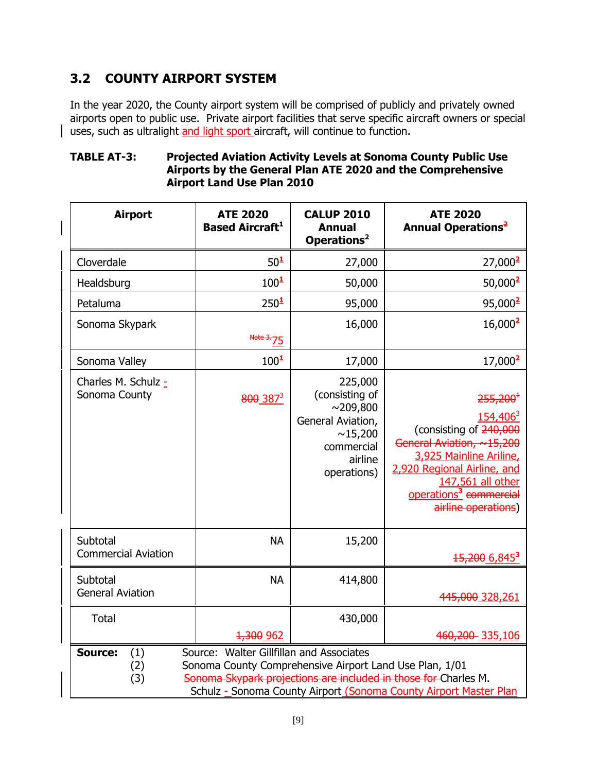## 3.2 COUNTY AIRPORT SYSTEM

In the year 2020, the County airport system will be comprised of publicly and privately owned airports open to public use. Private airport facilities that serve specific aircraft owners or special uses, such as ultralight and light sport aircraft, will continue to function.

**TABLE AT-3: Projected Aviation Activity Levels at Sonoma County Public Use Airports by the General Plan ATE 2020 and the Comprehensive Airport Land Use Plan 2010**

| Airport | ATE 2020 Based Aircraft[1] | CALUP 2010 Annual Operations[2] | ATE 2020 Annual Operations[2] |
|---|---|---|---|
| Cloverdale | 50[1] | 27,000 | 27,000[2] |
| Healdsburg | 100[1] | 50,000 | 50,000[2] |
| Petaluma | 250[1] | 95,000 | 95,000[2] |
| Sonoma Skypark | ~~Note 3.~~ 75 | 16,000 | 16,000[2] |
| Sonoma Valley | 100[1] | 17,000 | 17,000[2] |
| Charles M. Schulz - Sonoma County | ~~800~~ 387[3] | 225,000 (consisting of ~209,800 General Aviation, ~15,200 commercial airline operations) | ~~255,200[1]~~ 154,406[3] (consisting of ~~240,000 General Aviation, ~15,200~~ 3,925 Mainline Ariline, 2,920 Regional Airline, and 147,561 all other operations[3] ~~commercial airline operations~~) |
| Subtotal Commercial Aviation | NA | 15,200 | ~~15,200~~ 6,845[3] |
| Subtotal General Aviation | NA | 414,800 | ~~445,000~~ 328,261 |
| Total | ~~1,300~~ 962 | 430,000 | ~~460,200~~ 335,106 |

**Source:**
(1) Source: Walter Gillfillan and Associates
(2) Sonoma County Comprehensive Airport Land Use Plan, 1/01
(3) ~~Sonoma Skypark projections are included in those for~~ Charles M. Schulz - Sonoma County Airport (Sonoma County Airport Master Plan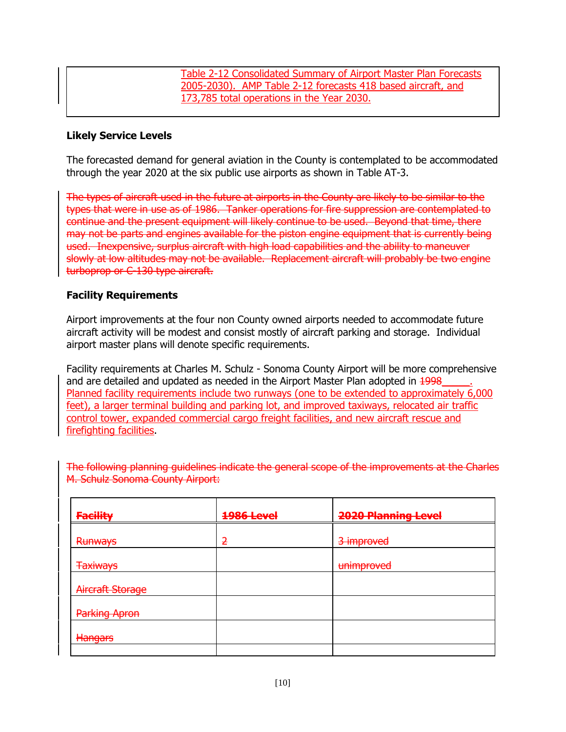| | Table 2-12 Consolidated Summary of Airport Master Plan Forecasts 2005-2030). AMP Table 2-12 forecasts 418 based aircraft, and 173,785 total operations in the Year 2030. |
|---|---|

**Likely Service Levels**

The forecasted demand for general aviation in the County is contemplated to be accommodated through the year 2020 at the six public use airports as shown in Table AT-3.

~~The types of aircraft used in the future at airports in the County are likely to be similar to the types that were in use as of 1986. Tanker operations for fire suppression are contemplated to continue and the present equipment will likely continue to be used. Beyond that time, there may not be parts and engines available for the piston engine equipment that is currently being used. Inexpensive, surplus aircraft with high load capabilities and the ability to maneuver slowly at low altitudes may not be available. Replacement aircraft will probably be two engine turboprop or C-130 type aircraft.~~

**Facility Requirements**

Airport improvements at the four non County owned airports needed to accommodate future aircraft activity will be modest and consist mostly of aircraft parking and storage. Individual airport master plans will denote specific requirements.

Facility requirements at Charles M. Schulz - Sonoma County Airport will be more comprehensive and are detailed and updated as needed in the Airport Master Plan adopted in ~~1998~~_____. Planned facility requirements include two runways (one to be extended to approximately 6,000 feet), a larger terminal building and parking lot, and improved taxiways, relocated air traffic control tower, expanded commercial cargo freight facilities, and new aircraft rescue and firefighting facilities.

~~The following planning guidelines indicate the general scope of the improvements at the Charles M. Schulz Sonoma County Airport:~~

| ~~Facility~~ | ~~1986 Level~~ | ~~2020 Planning Level~~ |
|---|---|---|
| ~~Runways~~ | ~~2~~ | ~~3 improved~~ |
| ~~Taxiways~~ | | ~~unimproved~~ |
| ~~Aircraft Storage~~ | | |
| ~~Parking Apron~~ | | |
| ~~Hangars~~ | | |
| | | |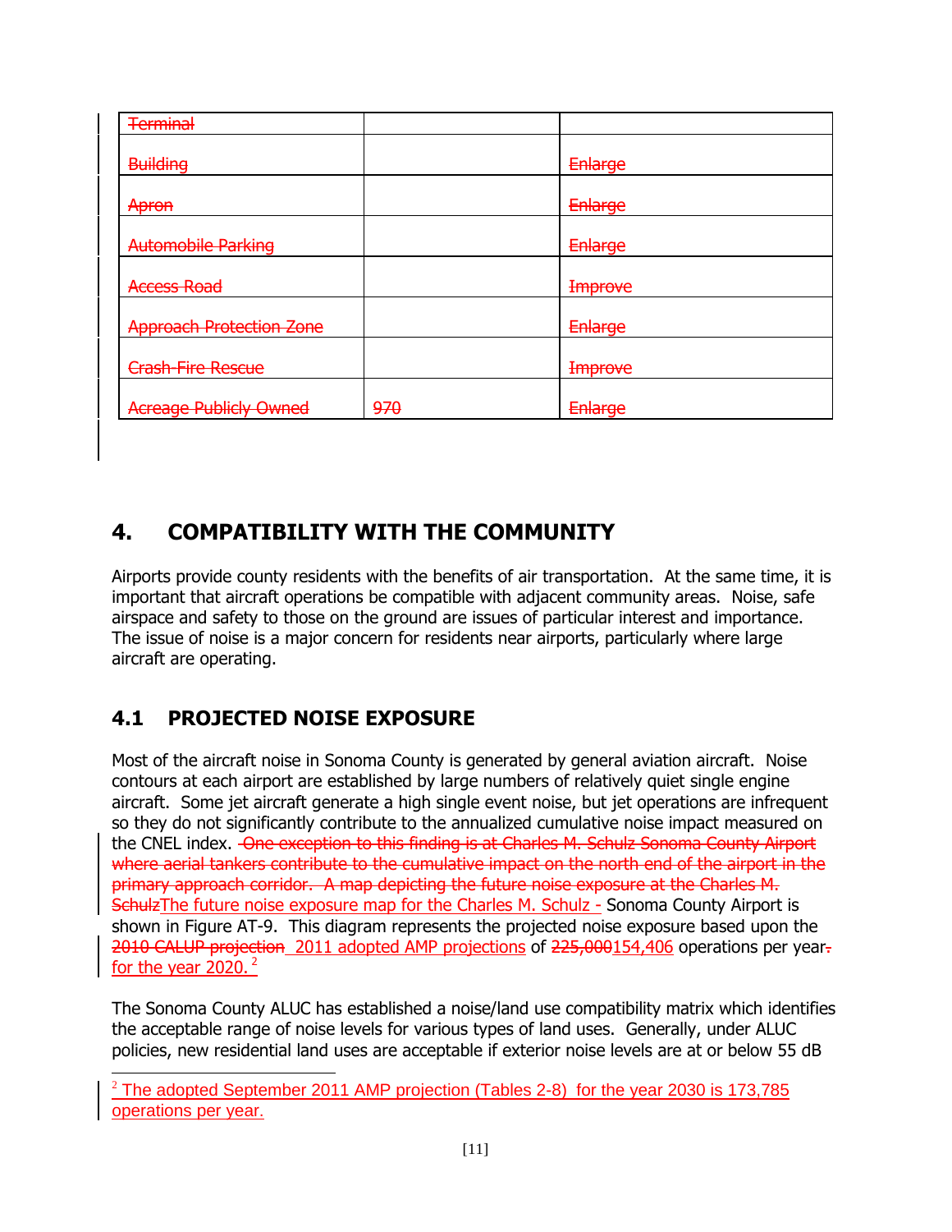| Terminal | | |
|---|---|---|
| Building | | Enlarge |
| Apron | | Enlarge |
| Automobile Parking | | Enlarge |
| Access Road | | Improve |
| Approach Protection Zone | | Enlarge |
| Crash-Fire Rescue | | Improve |
| Acreage Publicly Owned | 970 | Enlarge |

## 4. COMPATIBILITY WITH THE COMMUNITY

Airports provide county residents with the benefits of air transportation. At the same time, it is important that aircraft operations be compatible with adjacent community areas. Noise, safe airspace and safety to those on the ground are issues of particular interest and importance. The issue of noise is a major concern for residents near airports, particularly where large aircraft are operating.

### 4.1 PROJECTED NOISE EXPOSURE

Most of the aircraft noise in Sonoma County is generated by general aviation aircraft. Noise contours at each airport are established by large numbers of relatively quiet single engine aircraft. Some jet aircraft generate a high single event noise, but jet operations are infrequent so they do not significantly contribute to the annualized cumulative noise impact measured on the CNEL index. One exception to this finding is at Charles M. Schulz Sonoma County Airport where aerial tankers contribute to the cumulative impact on the north end of the airport in the primary approach corridor. A map depicting the future noise exposure at the Charles M. SchulzThe future noise exposure map for the Charles M. Schulz - Sonoma County Airport is shown in Figure AT-9. This diagram represents the projected noise exposure based upon the 2010 CALUP projection 2011 adopted AMP projections of 225,000154,406 operations per year. for the year 2020. [2]

The Sonoma County ALUC has established a noise/land use compatibility matrix which identifies the acceptable range of noise levels for various types of land uses. Generally, under ALUC policies, new residential land uses are acceptable if exterior noise levels are at or below 55 dB

[2] The adopted September 2011 AMP projection (Tables 2-8) for the year 2030 is 173,785 operations per year.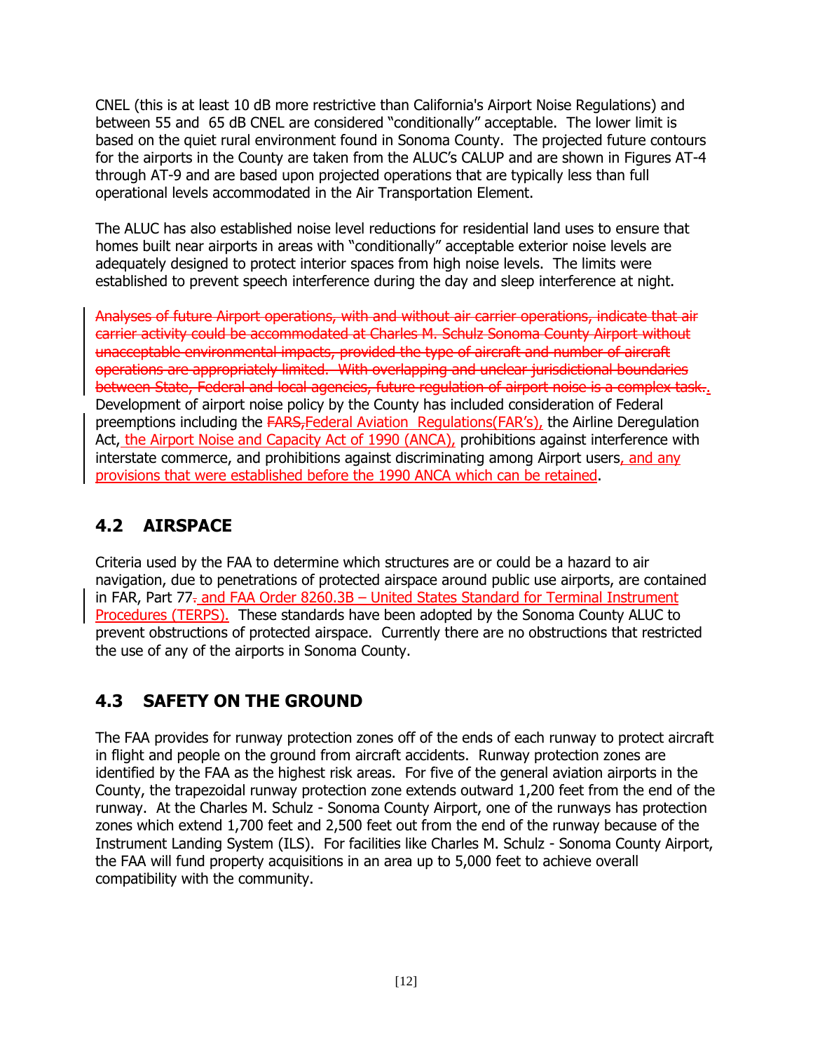CNEL (this is at least 10 dB more restrictive than California's Airport Noise Regulations) and between 55 and 65 dB CNEL are considered "conditionally" acceptable. The lower limit is based on the quiet rural environment found in Sonoma County. The projected future contours for the airports in the County are taken from the ALUC's CALUP and are shown in Figures AT-4 through AT-9 and are based upon projected operations that are typically less than full operational levels accommodated in the Air Transportation Element.

The ALUC has also established noise level reductions for residential land uses to ensure that homes built near airports in areas with "conditionally" acceptable exterior noise levels are adequately designed to protect interior spaces from high noise levels. The limits were established to prevent speech interference during the day and sleep interference at night.

~~Analyses of future Airport operations, with and without air carrier operations, indicate that air carrier activity could be accommodated at Charles M. Schulz Sonoma County Airport without unacceptable environmental impacts, provided the type of aircraft and number of aircraft operations are appropriately limited. With overlapping and unclear jurisdictional boundaries between State, Federal and local agencies, future regulation of airport noise is a complex task.~~. Development of airport noise policy by the County has included consideration of Federal preemptions including the ~~FARS,~~Federal Aviation Regulations(FAR's), the Airline Deregulation Act, the Airport Noise and Capacity Act of 1990 (ANCA), prohibitions against interference with interstate commerce, and prohibitions against discriminating among Airport users, and any provisions that were established before the 1990 ANCA which can be retained.

## 4.2 AIRSPACE

Criteria used by the FAA to determine which structures are or could be a hazard to air navigation, due to penetrations of protected airspace around public use airports, are contained in FAR, Part 77~~.~~ and FAA Order 8260.3B – United States Standard for Terminal Instrument Procedures (TERPS). These standards have been adopted by the Sonoma County ALUC to prevent obstructions of protected airspace. Currently there are no obstructions that restricted the use of any of the airports in Sonoma County.

## 4.3 SAFETY ON THE GROUND

The FAA provides for runway protection zones off of the ends of each runway to protect aircraft in flight and people on the ground from aircraft accidents. Runway protection zones are identified by the FAA as the highest risk areas. For five of the general aviation airports in the County, the trapezoidal runway protection zone extends outward 1,200 feet from the end of the runway. At the Charles M. Schulz - Sonoma County Airport, one of the runways has protection zones which extend 1,700 feet and 2,500 feet out from the end of the runway because of the Instrument Landing System (ILS). For facilities like Charles M. Schulz - Sonoma County Airport, the FAA will fund property acquisitions in an area up to 5,000 feet to achieve overall compatibility with the community.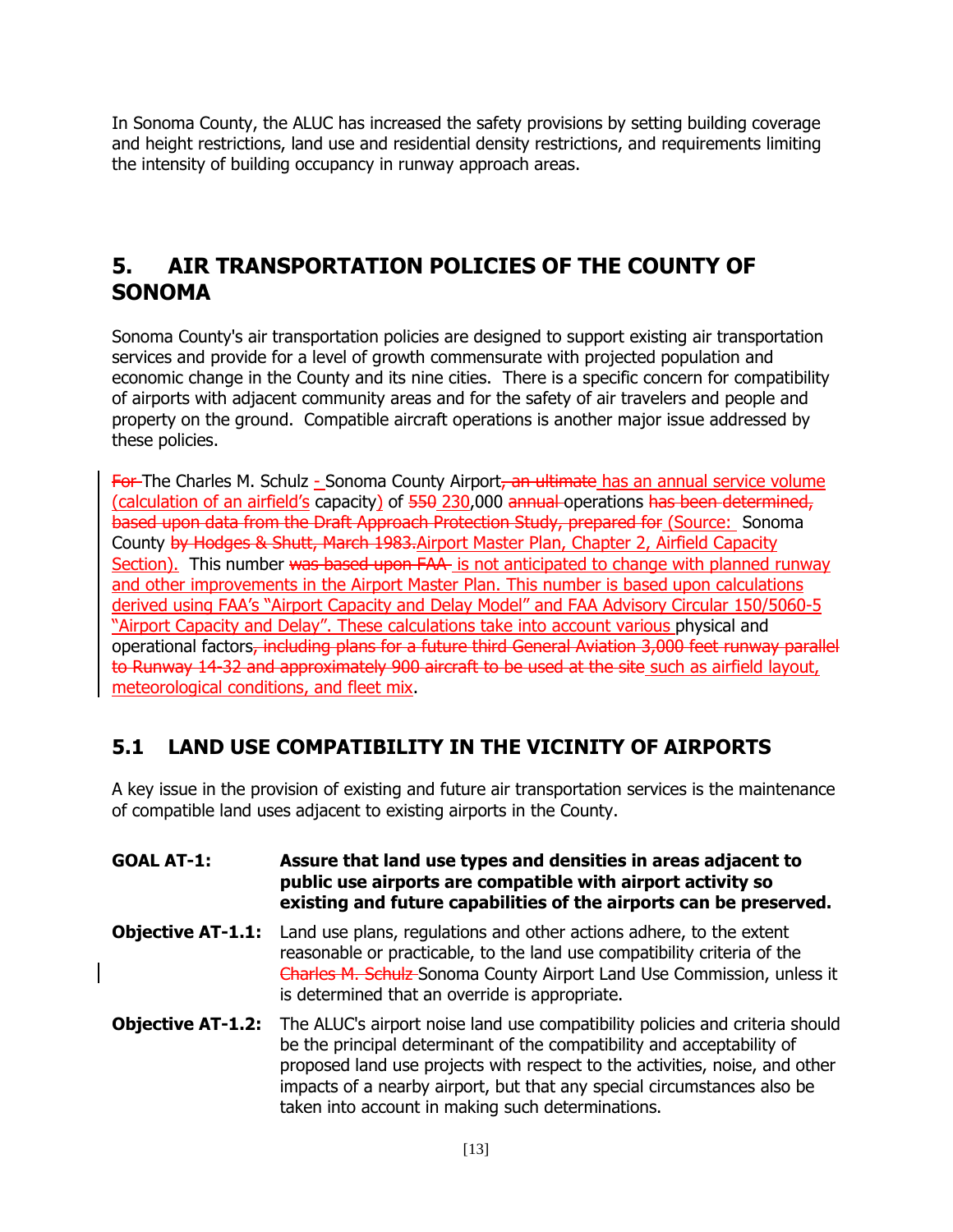In Sonoma County, the ALUC has increased the safety provisions by setting building coverage and height restrictions, land use and residential density restrictions, and requirements limiting the intensity of building occupancy in runway approach areas.

# 5. AIR TRANSPORTATION POLICIES OF THE COUNTY OF SONOMA

Sonoma County's air transportation policies are designed to support existing air transportation services and provide for a level of growth commensurate with projected population and economic change in the County and its nine cities. There is a specific concern for compatibility of airports with adjacent community areas and for the safety of air travelers and people and property on the ground. Compatible aircraft operations is another major issue addressed by these policies.

~~For~~ The Charles M. Schulz - Sonoma County Airport~~, an ultimate~~ has an annual service volume (calculation of an airfield's capacity) of ~~550~~ 230,000 ~~annual~~ operations ~~has been determined, based upon data from the Draft Approach Protection Study, prepared for~~ (Source: Sonoma County ~~by Hodges & Shutt, March 1983.~~Airport Master Plan, Chapter 2, Airfield Capacity Section). This number ~~was based upon FAA~~ is not anticipated to change with planned runway and other improvements in the Airport Master Plan. This number is based upon calculations derived using FAA's "Airport Capacity and Delay Model" and FAA Advisory Circular 150/5060-5 "Airport Capacity and Delay". These calculations take into account various physical and operational factors~~, including plans for a future third General Aviation 3,000 feet runway parallel to Runway 14-32 and approximately 900 aircraft to be used at the site~~ such as airfield layout, meteorological conditions, and fleet mix.

## 5.1 LAND USE COMPATIBILITY IN THE VICINITY OF AIRPORTS

A key issue in the provision of existing and future air transportation services is the maintenance of compatible land uses adjacent to existing airports in the County.

**GOAL AT-1:** **Assure that land use types and densities in areas adjacent to public use airports are compatible with airport activity so existing and future capabilities of the airports can be preserved.**

**Objective AT-1.1:** Land use plans, regulations and other actions adhere, to the extent reasonable or practicable, to the land use compatibility criteria of the ~~Charles M. Schulz~~ Sonoma County Airport Land Use Commission, unless it is determined that an override is appropriate.

**Objective AT-1.2:** The ALUC's airport noise land use compatibility policies and criteria should be the principal determinant of the compatibility and acceptability of proposed land use projects with respect to the activities, noise, and other impacts of a nearby airport, but that any special circumstances also be taken into account in making such determinations.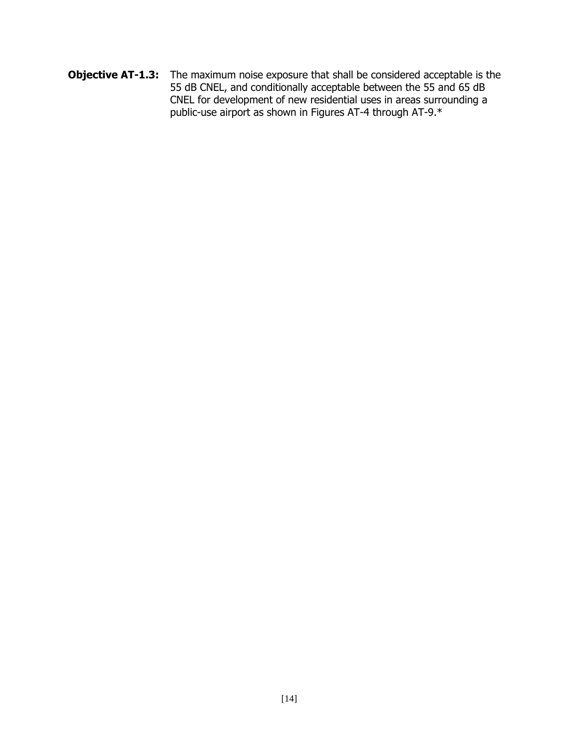**Objective AT-1.3:** The maximum noise exposure that shall be considered acceptable is the 55 dB CNEL, and conditionally acceptable between the 55 and 65 dB CNEL for development of new residential uses in areas surrounding a public-use airport as shown in Figures AT-4 through AT-9.*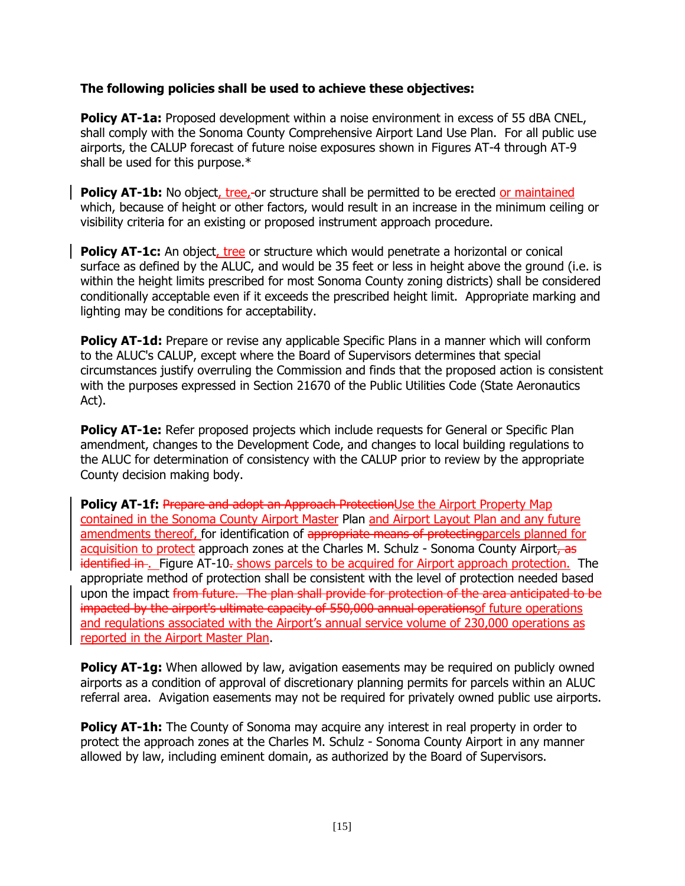**The following policies shall be used to achieve these objectives:**

**Policy AT-1a:** Proposed development within a noise environment in excess of 55 dBA CNEL, shall comply with the Sonoma County Comprehensive Airport Land Use Plan. For all public use airports, the CALUP forecast of future noise exposures shown in Figures AT-4 through AT-9 shall be used for this purpose.*

**Policy AT-1b:** No object<u>, tree,</u> or structure shall be permitted to be erected <u>or maintained</u> which, because of height or other factors, would result in an increase in the minimum ceiling or visibility criteria for an existing or proposed instrument approach procedure.

**Policy AT-1c:** An object<u>, tree</u> or structure which would penetrate a horizontal or conical surface as defined by the ALUC, and would be 35 feet or less in height above the ground (i.e. is within the height limits prescribed for most Sonoma County zoning districts) shall be considered conditionally acceptable even if it exceeds the prescribed height limit. Appropriate marking and lighting may be conditions for acceptability.

**Policy AT-1d:** Prepare or revise any applicable Specific Plans in a manner which will conform to the ALUC's CALUP, except where the Board of Supervisors determines that special circumstances justify overruling the Commission and finds that the proposed action is consistent with the purposes expressed in Section 21670 of the Public Utilities Code (State Aeronautics Act).

**Policy AT-1e:** Refer proposed projects which include requests for General or Specific Plan amendment, changes to the Development Code, and changes to local building regulations to the ALUC for determination of consistency with the CALUP prior to review by the appropriate County decision making body.

**Policy AT-1f:** ~~Prepare and adopt an Approach Protection~~<u>Use the Airport Property Map contained in the Sonoma County Airport Master</u> Plan <u>and Airport Layout Plan and any future amendments thereof,</u> for identification of ~~appropriate means of protecting~~<u>parcels planned for acquisition to protect</u> approach zones at the Charles M. Schulz - Sonoma County Airport~~, as identified in~~<u>.</u> Figure AT-10~~.~~ <u>shows parcels to be acquired for Airport approach protection.</u> The appropriate method of protection shall be consistent with the level of protection needed based upon the impact ~~from future. The plan shall provide for protection of the area anticipated to be impacted by the airport's ultimate capacity of 550,000 annual operations~~<u>of future operations and regulations associated with the Airport's annual service volume of 230,000 operations as reported in the Airport Master Plan</u>.

**Policy AT-1g:** When allowed by law, avigation easements may be required on publicly owned airports as a condition of approval of discretionary planning permits for parcels within an ALUC referral area. Avigation easements may not be required for privately owned public use airports.

**Policy AT-1h:** The County of Sonoma may acquire any interest in real property in order to protect the approach zones at the Charles M. Schulz - Sonoma County Airport in any manner allowed by law, including eminent domain, as authorized by the Board of Supervisors.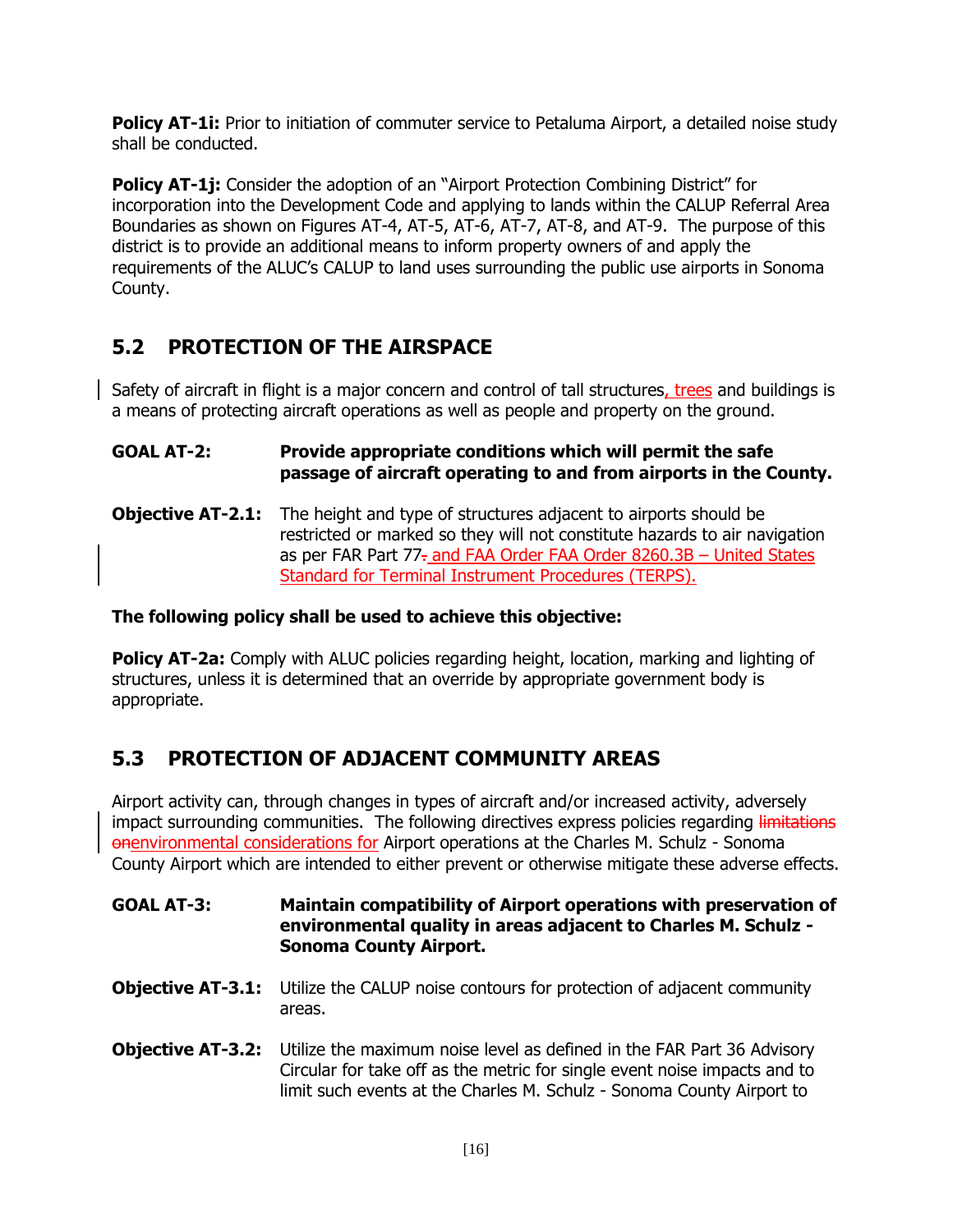**Policy AT-1i:** Prior to initiation of commuter service to Petaluma Airport, a detailed noise study shall be conducted.

**Policy AT-1j:** Consider the adoption of an "Airport Protection Combining District" for incorporation into the Development Code and applying to lands within the CALUP Referral Area Boundaries as shown on Figures AT-4, AT-5, AT-6, AT-7, AT-8, and AT-9. The purpose of this district is to provide an additional means to inform property owners of and apply the requirements of the ALUC's CALUP to land uses surrounding the public use airports in Sonoma County.

## 5.2 PROTECTION OF THE AIRSPACE

Safety of aircraft in flight is a major concern and control of tall structures, trees and buildings is a means of protecting aircraft operations as well as people and property on the ground.

**GOAL AT-2: Provide appropriate conditions which will permit the safe passage of aircraft operating to and from airports in the County.**

**Objective AT-2.1:** The height and type of structures adjacent to airports should be restricted or marked so they will not constitute hazards to air navigation as per FAR Part 77~~.~~ and FAA Order FAA Order 8260.3B – United States Standard for Terminal Instrument Procedures (TERPS).

**The following policy shall be used to achieve this objective:**

**Policy AT-2a:** Comply with ALUC policies regarding height, location, marking and lighting of structures, unless it is determined that an override by appropriate government body is appropriate.

## 5.3 PROTECTION OF ADJACENT COMMUNITY AREAS

Airport activity can, through changes in types of aircraft and/or increased activity, adversely impact surrounding communities. The following directives express policies regarding ~~limitations on~~environmental considerations for Airport operations at the Charles M. Schulz - Sonoma County Airport which are intended to either prevent or otherwise mitigate these adverse effects.

**GOAL AT-3: Maintain compatibility of Airport operations with preservation of environmental quality in areas adjacent to Charles M. Schulz - Sonoma County Airport.**

**Objective AT-3.1:** Utilize the CALUP noise contours for protection of adjacent community areas.

**Objective AT-3.2:** Utilize the maximum noise level as defined in the FAR Part 36 Advisory Circular for take off as the metric for single event noise impacts and to limit such events at the Charles M. Schulz - Sonoma County Airport to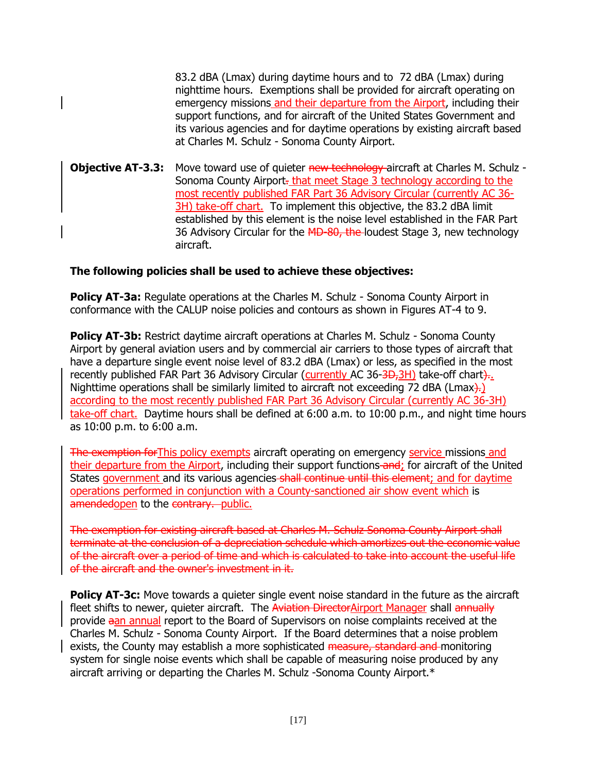83.2 dBA (Lmax) during daytime hours and to 72 dBA (Lmax) during nighttime hours. Exemptions shall be provided for aircraft operating on emergency missions and their departure from the Airport, including their support functions, and for aircraft of the United States Government and its various agencies and for daytime operations by existing aircraft based at Charles M. Schulz - Sonoma County Airport.

**Objective AT-3.3:** Move toward use of quieter ~~new technology~~ aircraft at Charles M. Schulz - Sonoma County Airport~~.~~ that meet Stage 3 technology according to the most recently published FAR Part 36 Advisory Circular (currently AC 36-3H) take-off chart. To implement this objective, the 83.2 dBA limit established by this element is the noise level established in the FAR Part 36 Advisory Circular for the ~~MD-80, the~~ loudest Stage 3, new technology aircraft.

**The following policies shall be used to achieve these objectives:**

**Policy AT-3a:** Regulate operations at the Charles M. Schulz - Sonoma County Airport in conformance with the CALUP noise policies and contours as shown in Figures AT-4 to 9.

**Policy AT-3b:** Restrict daytime aircraft operations at Charles M. Schulz - Sonoma County Airport by general aviation users and by commercial air carriers to those types of aircraft that have a departure single event noise level of 83.2 dBA (Lmax) or less, as specified in the most recently published FAR Part 36 Advisory Circular (currently AC 36-~~3D,~~3H) take-off chart~~).~~. Nighttime operations shall be similarly limited to aircraft not exceeding 72 dBA (Lmax~~).~~) according to the most recently published FAR Part 36 Advisory Circular (currently AC 36-3H) take-off chart. Daytime hours shall be defined at 6:00 a.m. to 10:00 p.m., and night time hours as 10:00 p.m. to 6:00 a.m.

~~The exemption for~~This policy exempts aircraft operating on emergency service missions and their departure from the Airport, including their support functions~~ and~~; for aircraft of the United States government and its various agencies ~~shall continue until this element~~; and for daytime operations performed in conjunction with a County-sanctioned air show event which is ~~amended~~open to the ~~contrary.~~ public.

~~The exemption for existing aircraft based at Charles M. Schulz Sonoma County Airport shall terminate at the conclusion of a depreciation schedule which amortizes out the economic value of the aircraft over a period of time and which is calculated to take into account the useful life of the aircraft and the owner's investment in it.~~

**Policy AT-3c:** Move towards a quieter single event noise standard in the future as the aircraft fleet shifts to newer, quieter aircraft. The ~~Aviation Director~~Airport Manager shall ~~annually~~ provide ~~a~~an annual report to the Board of Supervisors on noise complaints received at the Charles M. Schulz - Sonoma County Airport. If the Board determines that a noise problem exists, the County may establish a more sophisticated ~~measure, standard and~~ monitoring system for single noise events which shall be capable of measuring noise produced by any aircraft arriving or departing the Charles M. Schulz -Sonoma County Airport.*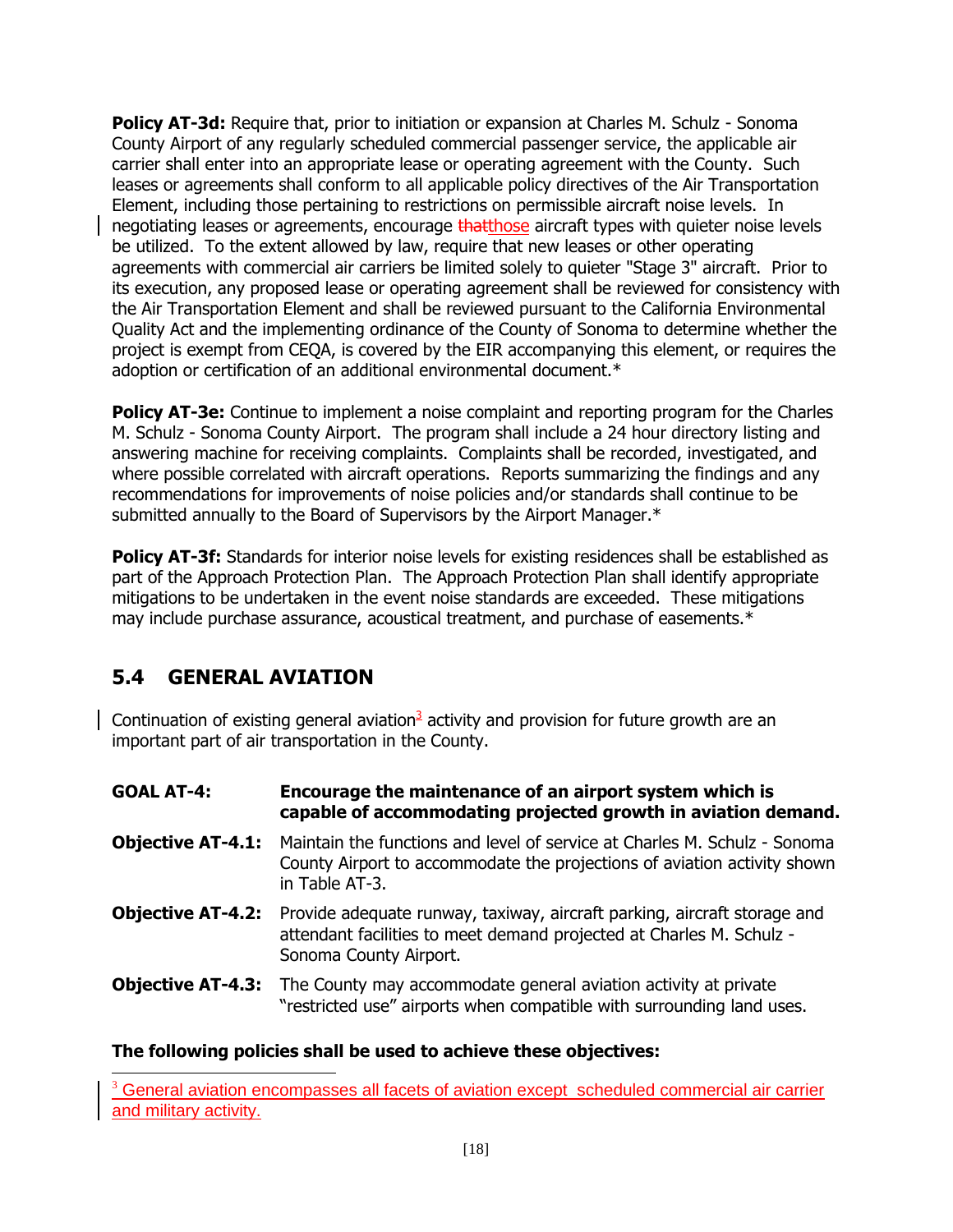**Policy AT-3d:** Require that, prior to initiation or expansion at Charles M. Schulz - Sonoma County Airport of any regularly scheduled commercial passenger service, the applicable air carrier shall enter into an appropriate lease or operating agreement with the County. Such leases or agreements shall conform to all applicable policy directives of the Air Transportation Element, including those pertaining to restrictions on permissible aircraft noise levels. In negotiating leases or agreements, encourage ~~that~~those aircraft types with quieter noise levels be utilized. To the extent allowed by law, require that new leases or other operating agreements with commercial air carriers be limited solely to quieter "Stage 3" aircraft. Prior to its execution, any proposed lease or operating agreement shall be reviewed for consistency with the Air Transportation Element and shall be reviewed pursuant to the California Environmental Quality Act and the implementing ordinance of the County of Sonoma to determine whether the project is exempt from CEQA, is covered by the EIR accompanying this element, or requires the adoption or certification of an additional environmental document.*

**Policy AT-3e:** Continue to implement a noise complaint and reporting program for the Charles M. Schulz - Sonoma County Airport. The program shall include a 24 hour directory listing and answering machine for receiving complaints. Complaints shall be recorded, investigated, and where possible correlated with aircraft operations. Reports summarizing the findings and any recommendations for improvements of noise policies and/or standards shall continue to be submitted annually to the Board of Supervisors by the Airport Manager.*

**Policy AT-3f:** Standards for interior noise levels for existing residences shall be established as part of the Approach Protection Plan. The Approach Protection Plan shall identify appropriate mitigations to be undertaken in the event noise standards are exceeded. These mitigations may include purchase assurance, acoustical treatment, and purchase of easements.*

## 5.4 GENERAL AVIATION

Continuation of existing general aviation[3] activity and provision for future growth are an important part of air transportation in the County.

**GOAL AT-4:** **Encourage the maintenance of an airport system which is capable of accommodating projected growth in aviation demand.**

**Objective AT-4.1:** Maintain the functions and level of service at Charles M. Schulz - Sonoma County Airport to accommodate the projections of aviation activity shown in Table AT-3.

**Objective AT-4.2:** Provide adequate runway, taxiway, aircraft parking, aircraft storage and attendant facilities to meet demand projected at Charles M. Schulz - Sonoma County Airport.

**Objective AT-4.3:** The County may accommodate general aviation activity at private "restricted use" airports when compatible with surrounding land uses.

**The following policies shall be used to achieve these objectives:**

[3] General aviation encompasses all facets of aviation except scheduled commercial air carrier and military activity.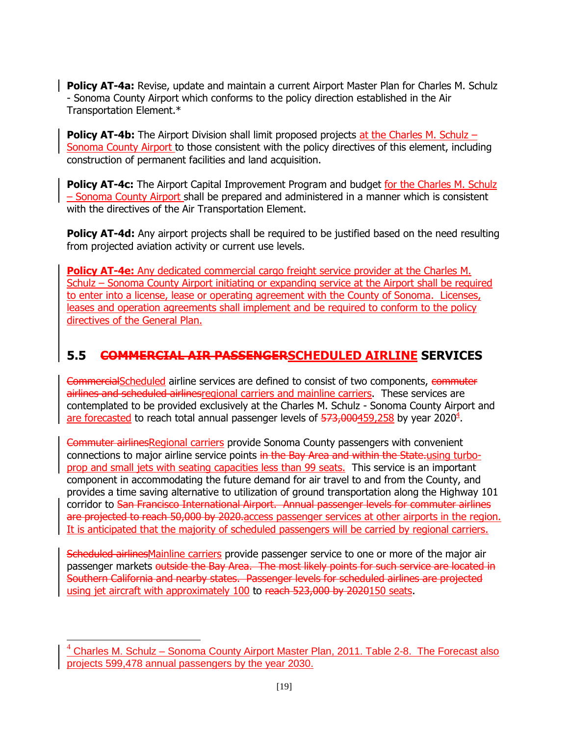**Policy AT-4a:** Revise, update and maintain a current Airport Master Plan for Charles M. Schulz - Sonoma County Airport which conforms to the policy direction established in the Air Transportation Element.*

**Policy AT-4b:** The Airport Division shall limit proposed projects at the Charles M. Schulz – Sonoma County Airport to those consistent with the policy directives of this element, including construction of permanent facilities and land acquisition.

**Policy AT-4c:** The Airport Capital Improvement Program and budget for the Charles M. Schulz – Sonoma County Airport shall be prepared and administered in a manner which is consistent with the directives of the Air Transportation Element.

**Policy AT-4d:** Any airport projects shall be required to be justified based on the need resulting from projected aviation activity or current use levels.

**Policy AT-4e:** Any dedicated commercial cargo freight service provider at the Charles M. Schulz – Sonoma County Airport initiating or expanding service at the Airport shall be required to enter into a license, lease or operating agreement with the County of Sonoma. Licenses, leases and operation agreements shall implement and be required to conform to the policy directives of the General Plan.

## 5.5 ~~COMMERCIAL AIR PASSENGER~~SCHEDULED AIRLINE SERVICES

~~Commercial~~Scheduled airline services are defined to consist of two components, ~~commuter airlines and scheduled airlines~~regional carriers and mainline carriers. These services are contemplated to be provided exclusively at the Charles M. Schulz - Sonoma County Airport and are forecasted to reach total annual passenger levels of ~~573,000~~459,258 by year 2020[4].

~~Commuter airlines~~Regional carriers provide Sonoma County passengers with convenient connections to major airline service points ~~in the Bay Area and within the State.~~using turbo-prop and small jets with seating capacities less than 99 seats. This service is an important component in accommodating the future demand for air travel to and from the County, and provides a time saving alternative to utilization of ground transportation along the Highway 101 corridor to ~~San Francisco International Airport. Annual passenger levels for commuter airlines are projected to reach 50,000 by 2020.~~access passenger services at other airports in the region. It is anticipated that the majority of scheduled passengers will be carried by regional carriers.

~~Scheduled airlines~~Mainline carriers provide passenger service to one or more of the major air passenger markets ~~outside the Bay Area. The most likely points for such service are located in Southern California and nearby states. Passenger levels for scheduled airlines are projected~~ using jet aircraft with approximately 100 to ~~reach 523,000 by 2020~~150 seats.

---

[4] Charles M. Schulz – Sonoma County Airport Master Plan, 2011. Table 2-8. The Forecast also projects 599,478 annual passengers by the year 2030.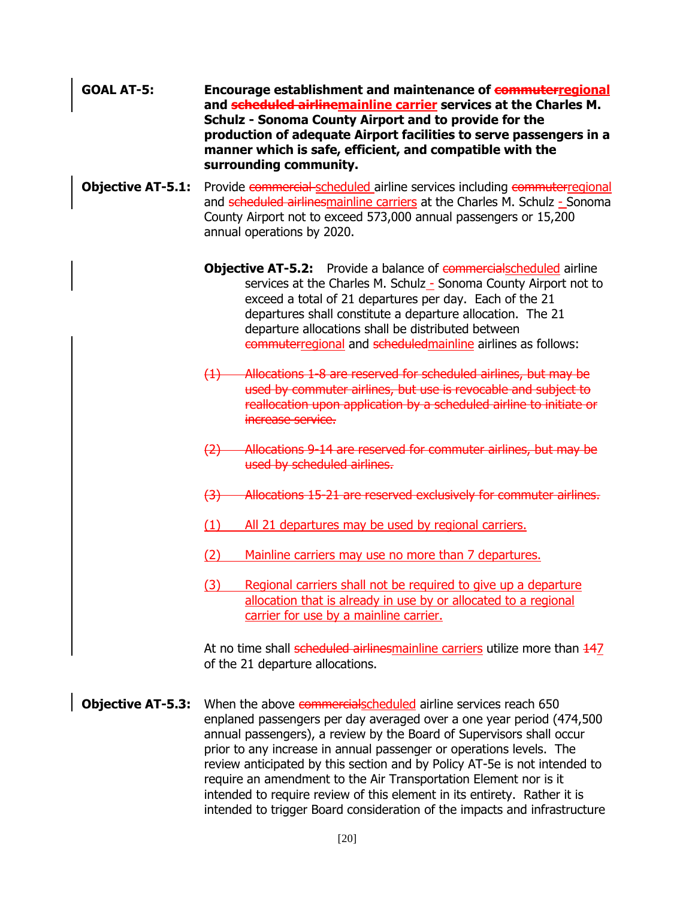**GOAL AT-5:** **Encourage establishment and maintenance of ~~commuter~~regional and ~~scheduled airline~~mainline carrier services at the Charles M. Schulz - Sonoma County Airport and to provide for the production of adequate Airport facilities to serve passengers in a manner which is safe, efficient, and compatible with the surrounding community.**

**Objective AT-5.1:** Provide ~~commercial~~ scheduled airline services including ~~commuter~~regional and ~~scheduled airlines~~mainline carriers at the Charles M. Schulz - Sonoma County Airport not to exceed 573,000 annual passengers or 15,200 annual operations by 2020.

**Objective AT-5.2:** Provide a balance of ~~commercial~~scheduled airline services at the Charles M. Schulz - Sonoma County Airport not to exceed a total of 21 departures per day. Each of the 21 departures shall constitute a departure allocation. The 21 departure allocations shall be distributed between ~~commuter~~regional and ~~scheduled~~mainline airlines as follows:

~~(1) Allocations 1-8 are reserved for scheduled airlines, but may be used by commuter airlines, but use is revocable and subject to reallocation upon application by a scheduled airline to initiate or increase service.~~

~~(2) Allocations 9-14 are reserved for commuter airlines, but may be used by scheduled airlines.~~

~~(3) Allocations 15-21 are reserved exclusively for commuter airlines.~~

(1) All 21 departures may be used by regional carriers.

(2) Mainline carriers may use no more than 7 departures.

(3) Regional carriers shall not be required to give up a departure allocation that is already in use by or allocated to a regional carrier for use by a mainline carrier.

At no time shall ~~scheduled airlines~~mainline carriers utilize more than ~~14~~7 of the 21 departure allocations.

**Objective AT-5.3:** When the above ~~commercial~~scheduled airline services reach 650 enplaned passengers per day averaged over a one year period (474,500 annual passengers), a review by the Board of Supervisors shall occur prior to any increase in annual passenger or operations levels. The review anticipated by this section and by Policy AT-5e is not intended to require an amendment to the Air Transportation Element nor is it intended to require review of this element in its entirety. Rather it is intended to trigger Board consideration of the impacts and infrastructure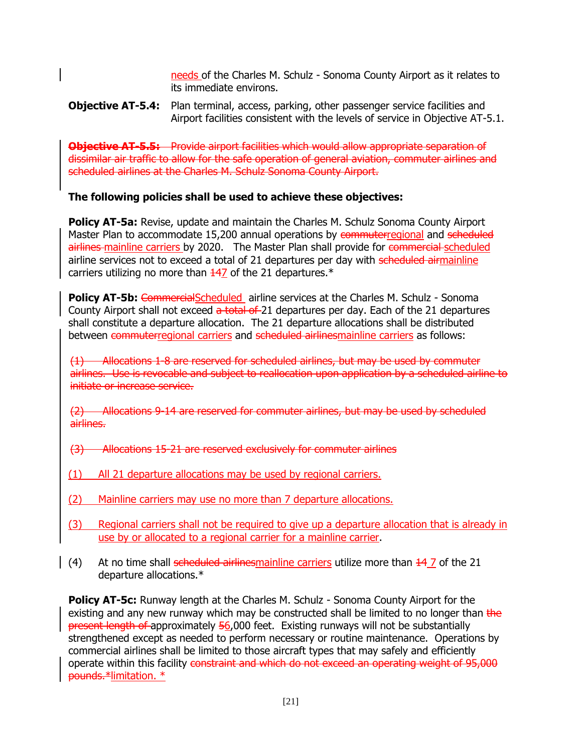needs of the Charles M. Schulz - Sonoma County Airport as it relates to its immediate environs.

**Objective AT-5.4:** Plan terminal, access, parking, other passenger service facilities and Airport facilities consistent with the levels of service in Objective AT-5.1.

~~**Objective AT-5.5:** Provide airport facilities which would allow appropriate separation of dissimilar air traffic to allow for the safe operation of general aviation, commuter airlines and scheduled airlines at the Charles M. Schulz Sonoma County Airport.~~

**The following policies shall be used to achieve these objectives:**

**Policy AT-5a:** Revise, update and maintain the Charles M. Schulz Sonoma County Airport Master Plan to accommodate 15,200 annual operations by ~~commuter~~regional and ~~scheduled airlines~~ mainline carriers by 2020. The Master Plan shall provide for ~~commercial~~ scheduled airline services not to exceed a total of 21 departures per day with ~~scheduled air~~mainline carriers utilizing no more than ~~14~~7 of the 21 departures.*

**Policy AT-5b:** ~~Commercial~~Scheduled airline services at the Charles M. Schulz - Sonoma County Airport shall not exceed ~~a total of~~ 21 departures per day. Each of the 21 departures shall constitute a departure allocation. The 21 departure allocations shall be distributed between ~~commuter~~regional carriers and ~~scheduled airlines~~mainline carriers as follows:

~~(1) Allocations 1-8 are reserved for scheduled airlines, but may be used by commuter airlines. Use is revocable and subject to reallocation upon application by a scheduled airline to initiate or increase service.~~

~~(2) Allocations 9-14 are reserved for commuter airlines, but may be used by scheduled airlines.~~

~~(3) Allocations 15-21 are reserved exclusively for commuter airlines~~

(1) All 21 departure allocations may be used by regional carriers.

(2) Mainline carriers may use no more than 7 departure allocations.

(3) Regional carriers shall not be required to give up a departure allocation that is already in use by or allocated to a regional carrier for a mainline carrier.

(4) At no time shall ~~scheduled airlines~~mainline carriers utilize more than ~~14~~ 7 of the 21 departure allocations.*

**Policy AT-5c:** Runway length at the Charles M. Schulz - Sonoma County Airport for the existing and any new runway which may be constructed shall be limited to no longer than ~~the present length of~~ approximately ~~5~~6,000 feet. Existing runways will not be substantially strengthened except as needed to perform necessary or routine maintenance. Operations by commercial airlines shall be limited to those aircraft types that may safely and efficiently operate within this facility ~~constraint and which do not exceed an operating weight of 95,000 pounds.*~~limitation. *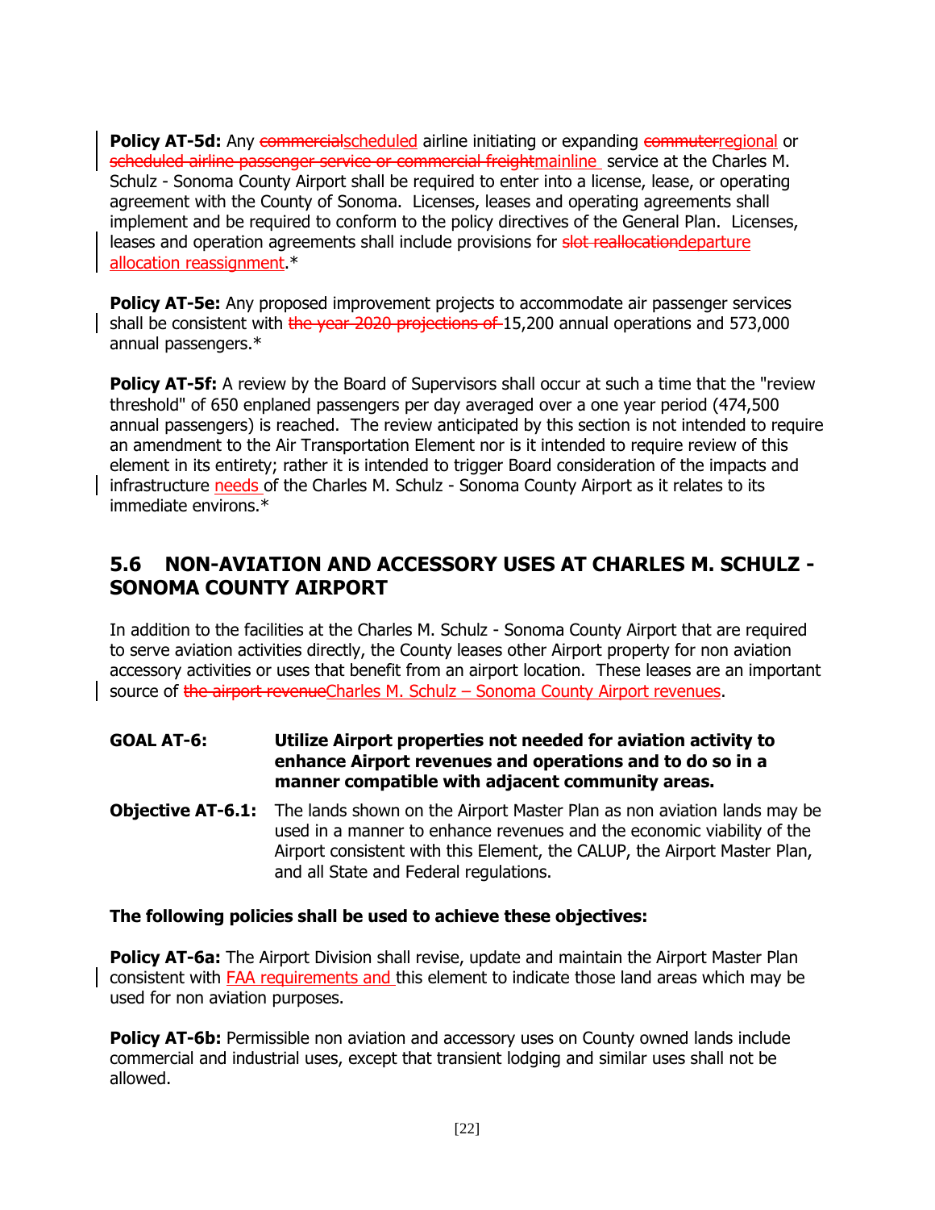**Policy AT-5d:** Any ~~commercial~~scheduled airline initiating or expanding ~~commuter~~regional or ~~scheduled airline passenger service or commercial freight~~mainline service at the Charles M. Schulz - Sonoma County Airport shall be required to enter into a license, lease, or operating agreement with the County of Sonoma. Licenses, leases and operating agreements shall implement and be required to conform to the policy directives of the General Plan. Licenses, leases and operation agreements shall include provisions for ~~slot reallocation~~departure allocation reassignment.*

**Policy AT-5e:** Any proposed improvement projects to accommodate air passenger services shall be consistent with ~~the year 2020 projections of~~ 15,200 annual operations and 573,000 annual passengers.*

**Policy AT-5f:** A review by the Board of Supervisors shall occur at such a time that the "review threshold" of 650 enplaned passengers per day averaged over a one year period (474,500 annual passengers) is reached. The review anticipated by this section is not intended to require an amendment to the Air Transportation Element nor is it intended to require review of this element in its entirety; rather it is intended to trigger Board consideration of the impacts and infrastructure needs of the Charles M. Schulz - Sonoma County Airport as it relates to its immediate environs.*

## 5.6 NON-AVIATION AND ACCESSORY USES AT CHARLES M. SCHULZ - SONOMA COUNTY AIRPORT

In addition to the facilities at the Charles M. Schulz - Sonoma County Airport that are required to serve aviation activities directly, the County leases other Airport property for non aviation accessory activities or uses that benefit from an airport location. These leases are an important source of ~~the airport revenue~~Charles M. Schulz – Sonoma County Airport revenues.

**GOAL AT-6: Utilize Airport properties not needed for aviation activity to enhance Airport revenues and operations and to do so in a manner compatible with adjacent community areas.**

**Objective AT-6.1:** The lands shown on the Airport Master Plan as non aviation lands may be used in a manner to enhance revenues and the economic viability of the Airport consistent with this Element, the CALUP, the Airport Master Plan, and all State and Federal regulations.

**The following policies shall be used to achieve these objectives:**

**Policy AT-6a:** The Airport Division shall revise, update and maintain the Airport Master Plan consistent with FAA requirements and this element to indicate those land areas which may be used for non aviation purposes.

**Policy AT-6b:** Permissible non aviation and accessory uses on County owned lands include commercial and industrial uses, except that transient lodging and similar uses shall not be allowed.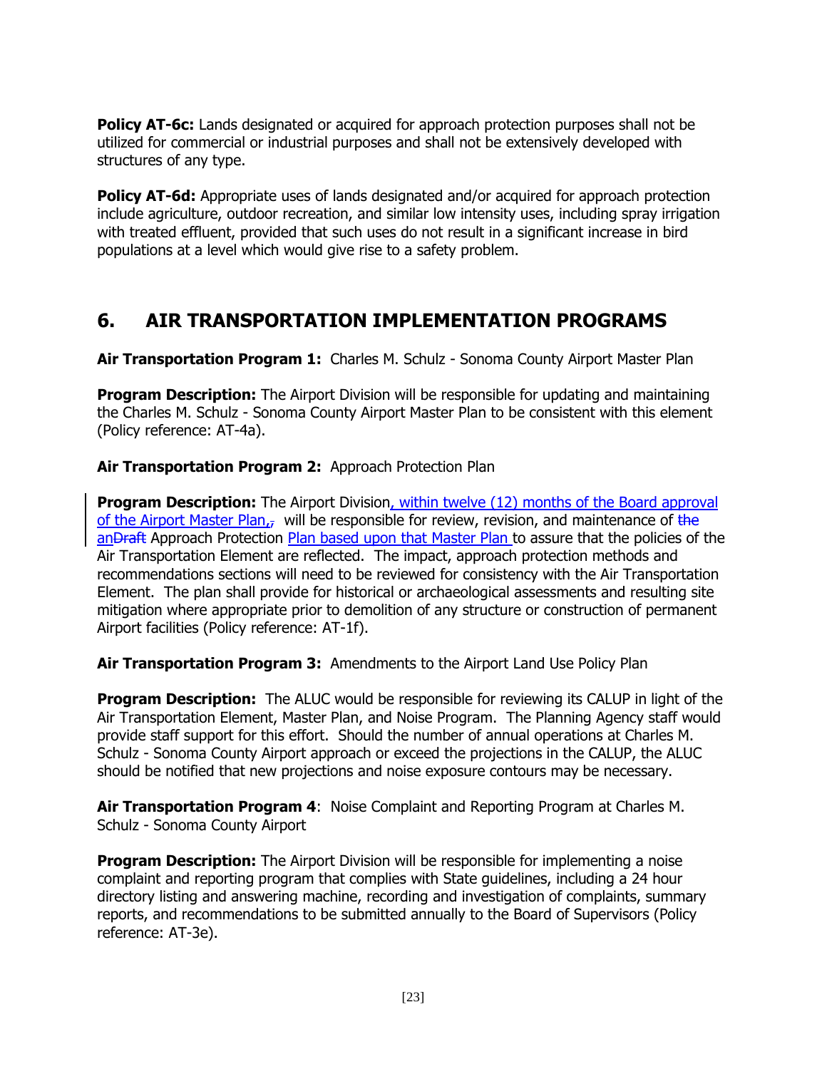**Policy AT-6c:** Lands designated or acquired for approach protection purposes shall not be utilized for commercial or industrial purposes and shall not be extensively developed with structures of any type.

**Policy AT-6d:** Appropriate uses of lands designated and/or acquired for approach protection include agriculture, outdoor recreation, and similar low intensity uses, including spray irrigation with treated effluent, provided that such uses do not result in a significant increase in bird populations at a level which would give rise to a safety problem.

## 6. AIR TRANSPORTATION IMPLEMENTATION PROGRAMS

**Air Transportation Program 1:** Charles M. Schulz - Sonoma County Airport Master Plan

**Program Description:** The Airport Division will be responsible for updating and maintaining the Charles M. Schulz - Sonoma County Airport Master Plan to be consistent with this element (Policy reference: AT-4a).

**Air Transportation Program 2:** Approach Protection Plan

**Program Description:** The Airport Division, within twelve (12) months of the Board approval of the Airport Master Plan,, will be responsible for review, revision, and maintenance of ~~the~~ an~~Draft~~ Approach Protection Plan based upon that Master Plan to assure that the policies of the Air Transportation Element are reflected. The impact, approach protection methods and recommendations sections will need to be reviewed for consistency with the Air Transportation Element. The plan shall provide for historical or archaeological assessments and resulting site mitigation where appropriate prior to demolition of any structure or construction of permanent Airport facilities (Policy reference: AT-1f).

**Air Transportation Program 3:** Amendments to the Airport Land Use Policy Plan

**Program Description:** The ALUC would be responsible for reviewing its CALUP in light of the Air Transportation Element, Master Plan, and Noise Program. The Planning Agency staff would provide staff support for this effort. Should the number of annual operations at Charles M. Schulz - Sonoma County Airport approach or exceed the projections in the CALUP, the ALUC should be notified that new projections and noise exposure contours may be necessary.

**Air Transportation Program 4**: Noise Complaint and Reporting Program at Charles M. Schulz - Sonoma County Airport

**Program Description:** The Airport Division will be responsible for implementing a noise complaint and reporting program that complies with State guidelines, including a 24 hour directory listing and answering machine, recording and investigation of complaints, summary reports, and recommendations to be submitted annually to the Board of Supervisors (Policy reference: AT-3e).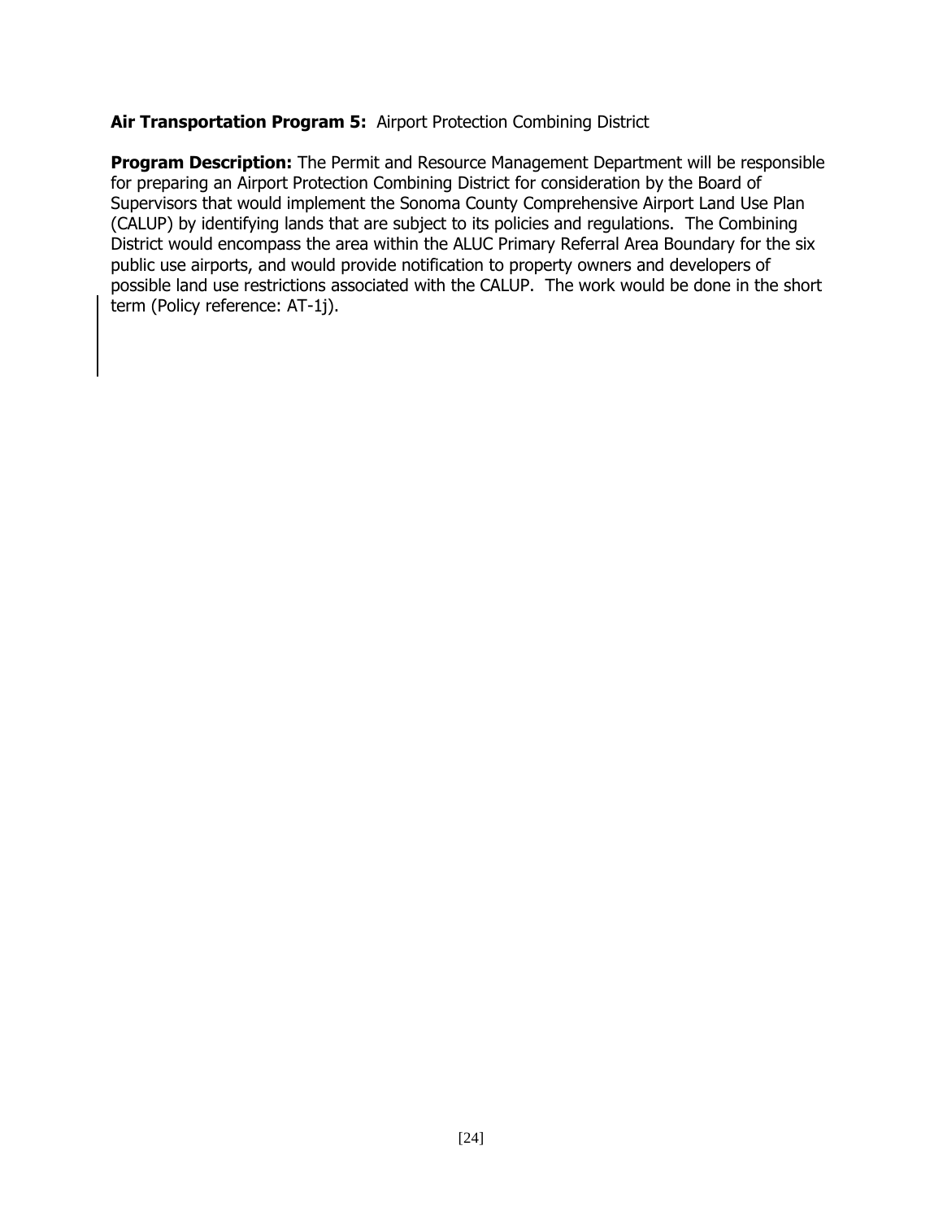**Air Transportation Program 5:** Airport Protection Combining District

**Program Description:** The Permit and Resource Management Department will be responsible for preparing an Airport Protection Combining District for consideration by the Board of Supervisors that would implement the Sonoma County Comprehensive Airport Land Use Plan (CALUP) by identifying lands that are subject to its policies and regulations. The Combining District would encompass the area within the ALUC Primary Referral Area Boundary for the six public use airports, and would provide notification to property owners and developers of possible land use restrictions associated with the CALUP. The work would be done in the short term (Policy reference: AT-1j).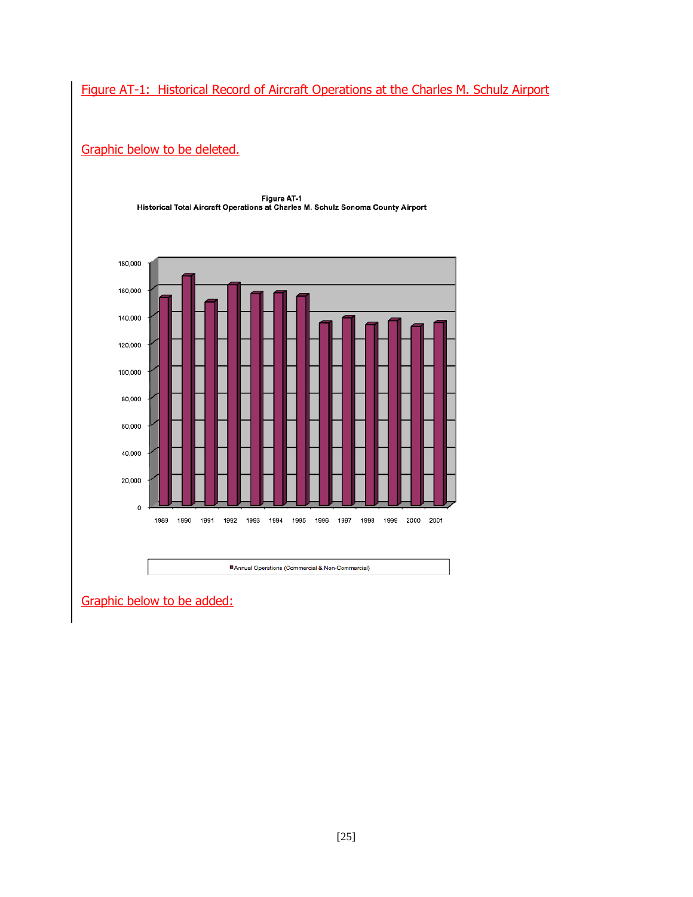Figure AT-1: Historical Record of Aircraft Operations at the Charles M. Schulz Airport

Graphic below to be deleted.

Figure AT-1
Historical Total Aircraft Operations at Charles M. Schulz Sonoma County Airport

Graphic below to be added: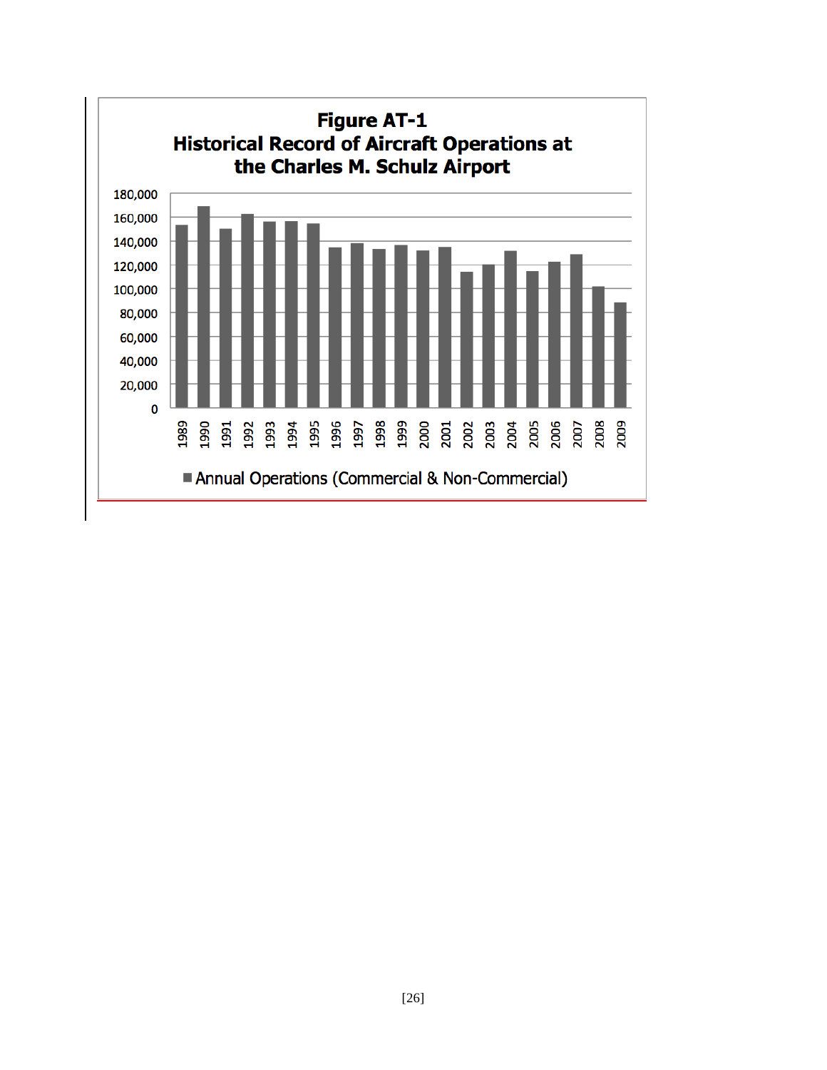**Figure AT-1**
**Historical Record of Aircraft Operations at the Charles M. Schulz Airport**

■ Annual Operations (Commercial & Non-Commercial)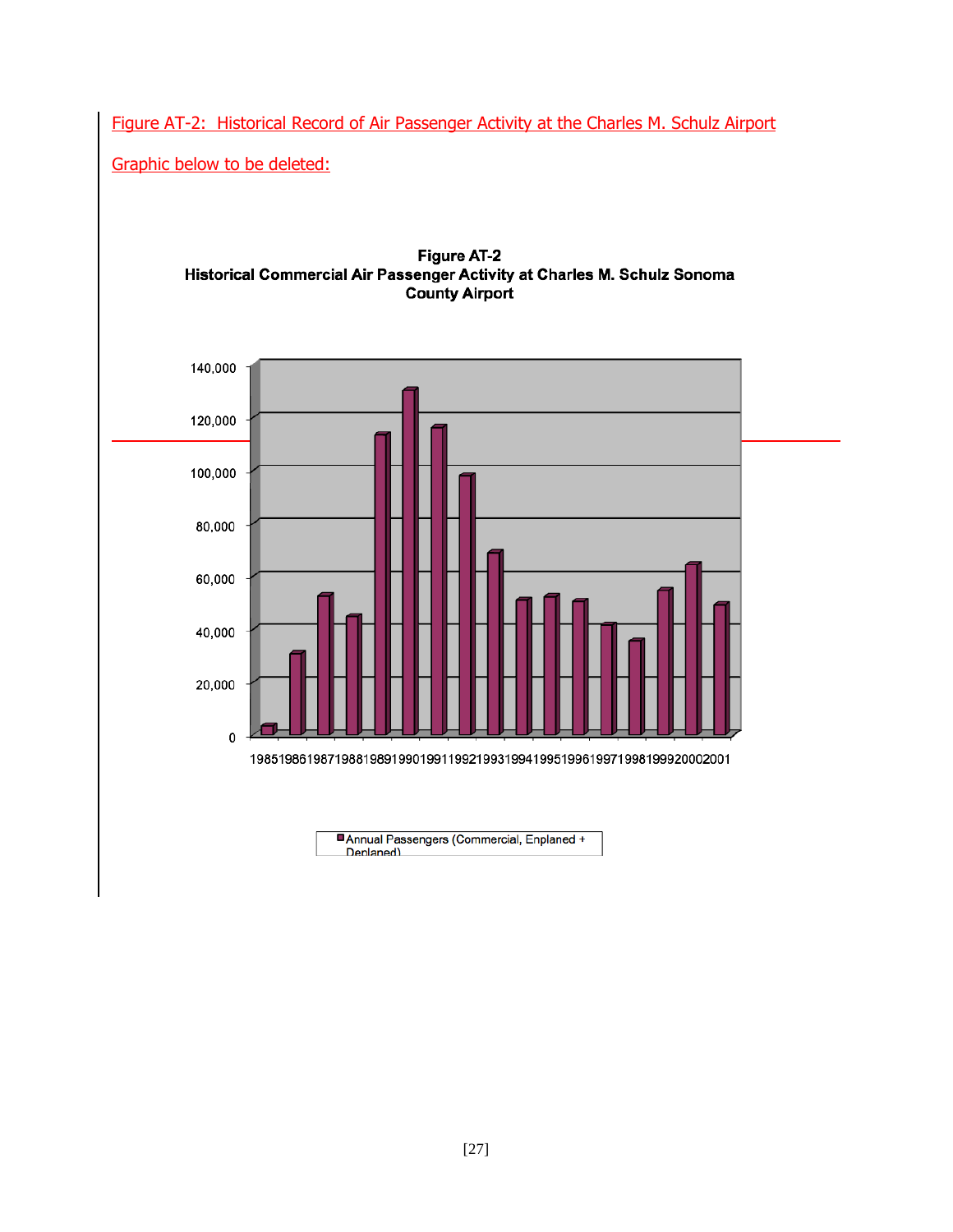Figure AT-2: Historical Record of Air Passenger Activity at the Charles M. Schulz Airport

Graphic below to be deleted:

**Figure AT-2**
**Historical Commercial Air Passenger Activity at Charles M. Schulz Sonoma County Airport**

140,000
120,000
100,000
80,000
60,000
40,000
20,000
0

1985 1986 1987 1988 1989 1990 1991 1992 1993 1994 1995 1996 1997 1998 1999 2000 2001

Annual Passengers (Commercial, Enplaned + Deplaned)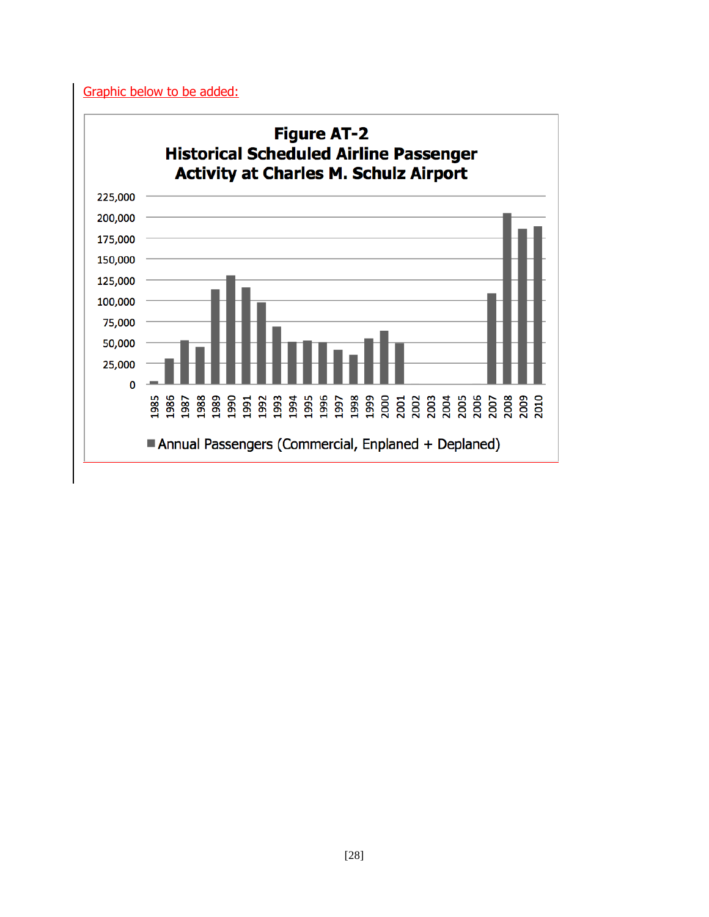Graphic below to be added:

**Figure AT-2**
**Historical Scheduled Airline Passenger Activity at Charles M. Schulz Airport**

■ Annual Passengers (Commercial, Enplaned + Deplaned)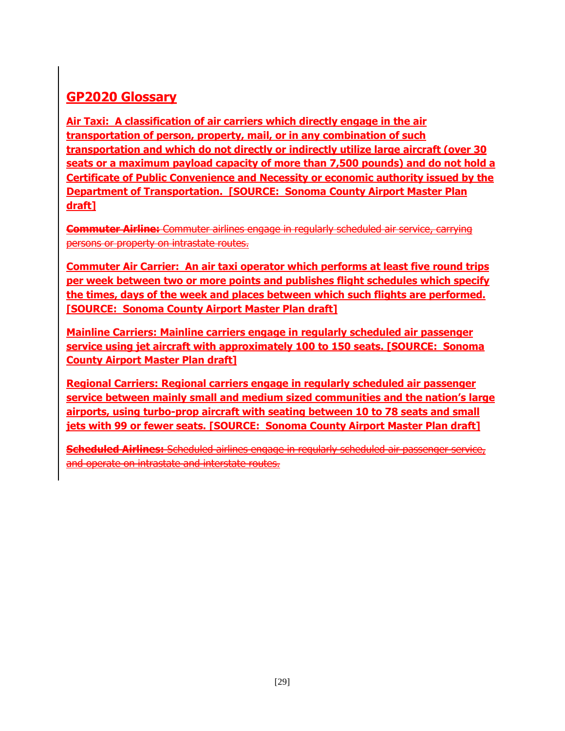## GP2020 Glossary

**Air Taxi: A classification of air carriers which directly engage in the air transportation of person, property, mail, or in any combination of such transportation and which do not directly or indirectly utilize large aircraft (over 30 seats or a maximum payload capacity of more than 7,500 pounds) and do not hold a Certificate of Public Convenience and Necessity or economic authority issued by the Department of Transportation. [SOURCE: Sonoma County Airport Master Plan draft]**

~~**Commuter Airline:** Commuter airlines engage in regularly scheduled air service, carrying persons or property on intrastate routes.~~

**Commuter Air Carrier: An air taxi operator which performs at least five round trips per week between two or more points and publishes flight schedules which specify the times, days of the week and places between which such flights are performed. [SOURCE: Sonoma County Airport Master Plan draft]**

**Mainline Carriers: Mainline carriers engage in regularly scheduled air passenger service using jet aircraft with approximately 100 to 150 seats. [SOURCE: Sonoma County Airport Master Plan draft]**

**Regional Carriers: Regional carriers engage in regularly scheduled air passenger service between mainly small and medium sized communities and the nation's large airports, using turbo-prop aircraft with seating between 10 to 78 seats and small jets with 99 or fewer seats. [SOURCE: Sonoma County Airport Master Plan draft]**

~~**Scheduled Airlines:** Scheduled airlines engage in regularly scheduled air passenger service, and operate on intrastate and interstate routes.~~